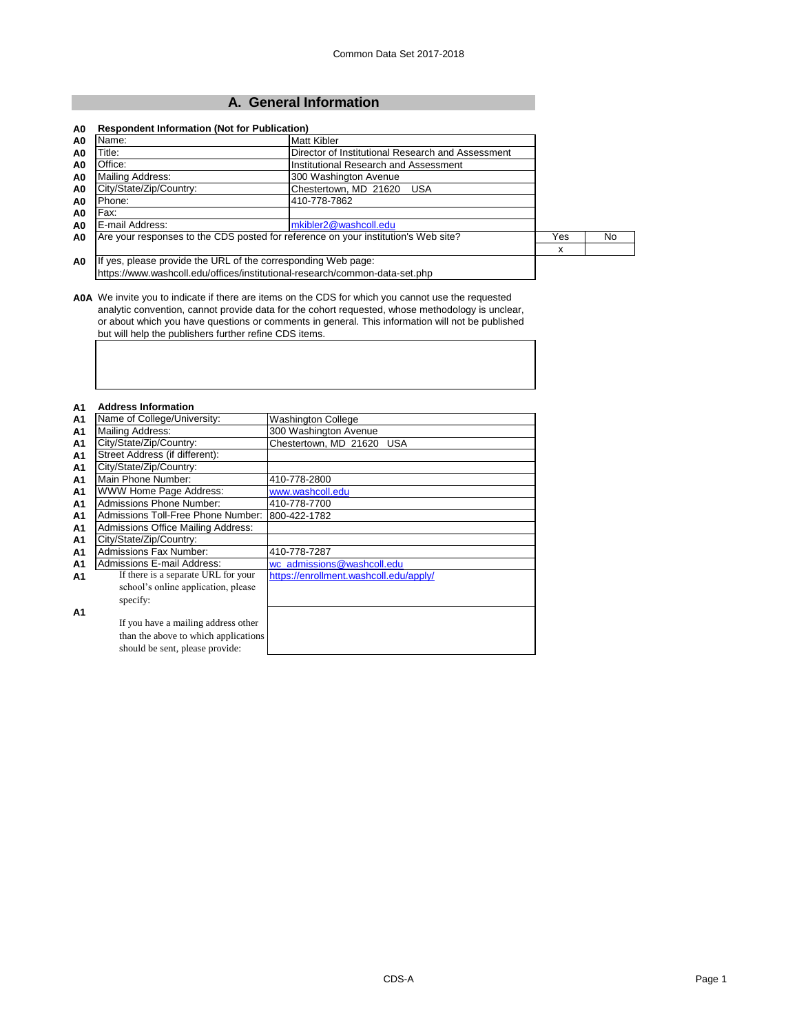Common Data Set 2017-2018

## A. General Information

**A0 Respondent Information (Not for Publication)**

| | | |
|---|---|---|
| A0 | Name: | Matt Kibler |
| A0 | Title: | Director of Institutional Research and Assessment |
| A0 | Office: | Institutional Research and Assessment |
| A0 | Mailing Address: | 300 Washington Avenue |
| A0 | City/State/Zip/Country: | Chestertown, MD 21620 USA |
| A0 | Phone: | 410-778-7862 |
| A0 | Fax: | |
| A0 | E-mail Address: | mkibler2@washcoll.edu |

| | | Yes | No |
|---|---|---|---|
| A0 | Are your responses to the CDS posted for reference on your institution's Web site? | x | |

A0 If yes, please provide the URL of the corresponding Web page:
https://www.washcoll.edu/offices/institutional-research/common-data-set.php

**A0A** We invite you to indicate if there are items on the CDS for which you cannot use the requested analytic convention, cannot provide data for the cohort requested, whose methodology is unclear, or about which you have questions or comments in general. This information will not be published but will help the publishers further refine CDS items.

**A1 Address Information**

| | | |
|---|---|---|
| A1 | Name of College/University: | Washington College |
| A1 | Mailing Address: | 300 Washington Avenue |
| A1 | City/State/Zip/Country: | Chestertown, MD 21620 USA |
| A1 | Street Address (if different): | |
| A1 | City/State/Zip/Country: | |
| A1 | Main Phone Number: | 410-778-2800 |
| A1 | WWW Home Page Address: | www.washcoll.edu |
| A1 | Admissions Phone Number: | 410-778-7700 |
| A1 | Admissions Toll-Free Phone Number: | 800-422-1782 |
| A1 | Admissions Office Mailing Address: | |
| A1 | City/State/Zip/Country: | |
| A1 | Admissions Fax Number: | 410-778-7287 |
| A1 | Admissions E-mail Address: | wc_admissions@washcoll.edu |
| A1 | If there is a separate URL for your school's online application, please specify: | https://enrollment.washcoll.edu/apply/ |
| A1 | If you have a mailing address other than the above to which applications should be sent, please provide: | |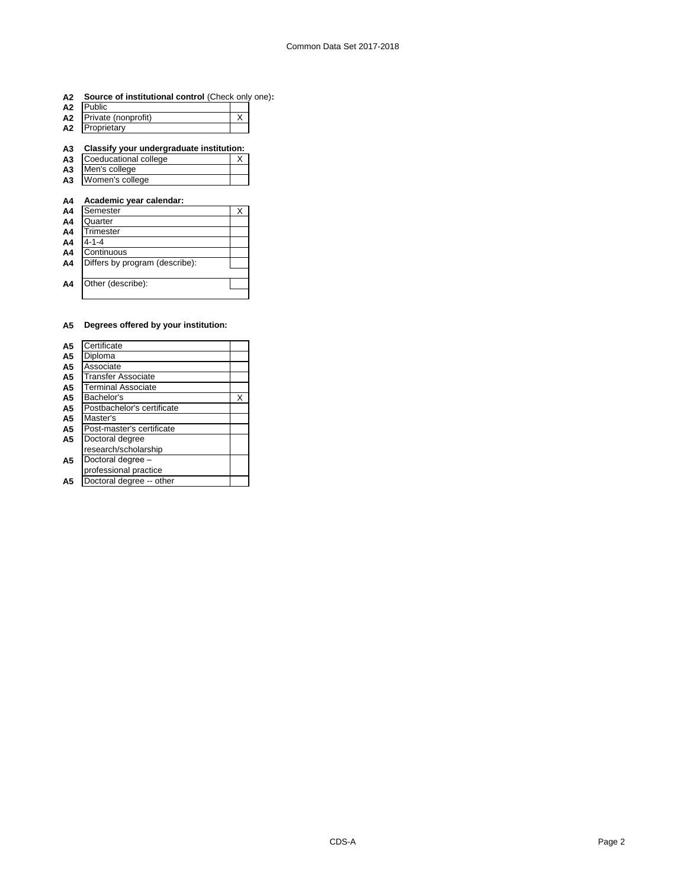**A2 Source of institutional control** (Check only one)**:**

| A2 | | |
|---|---|---|
| A2 | Public | |
| A2 | Private (nonprofit) | X |
| A2 | Proprietary | |

**A3 Classify your undergraduate institution:**

| A3 | | |
|---|---|---|
| A3 | Coeducational college | X |
| A3 | Men's college | |
| A3 | Women's college | |

**A4 Academic year calendar:**

| A4 | | |
|---|---|---|
| A4 | Semester | X |
| A4 | Quarter | |
| A4 | Trimester | |
| A4 | 4-1-4 | |
| A4 | Continuous | |
| A4 | Differs by program (describe): | |
| A4 | Other (describe): | |

**A5 Degrees offered by your institution:**

| A5 | | |
|---|---|---|
| A5 | Certificate | |
| A5 | Diploma | |
| A5 | Associate | |
| A5 | Transfer Associate | |
| A5 | Terminal Associate | |
| A5 | Bachelor's | X |
| A5 | Postbachelor's certificate | |
| A5 | Master's | |
| A5 | Post-master's certificate | |
| A5 | Doctoral degree research/scholarship | |
| A5 | Doctoral degree – professional practice | |
| A5 | Doctoral degree -- other | |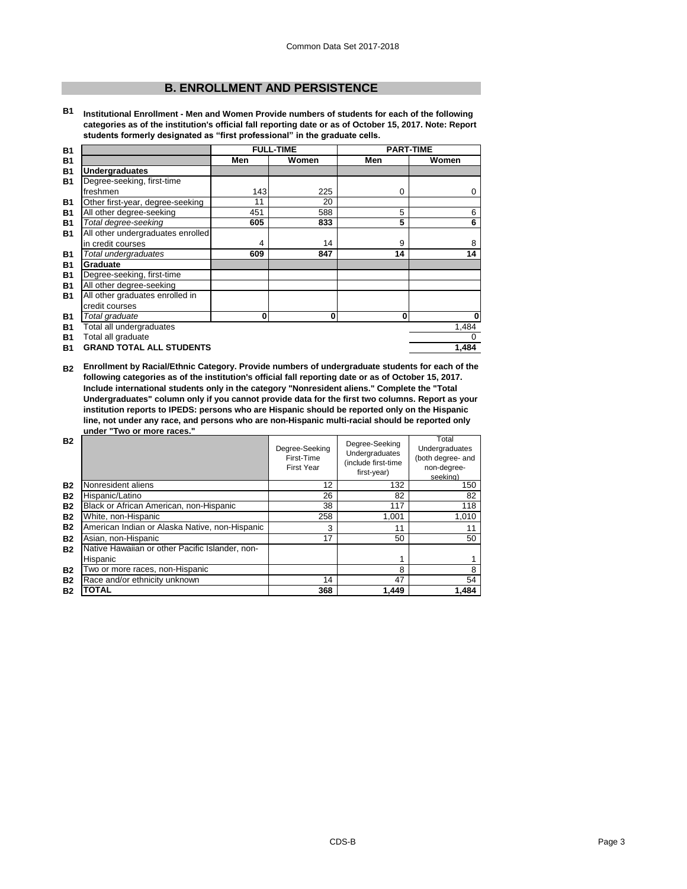## B. ENROLLMENT AND PERSISTENCE

**B1 Institutional Enrollment - Men and Women Provide numbers of students for each of the following categories as of the institution's official fall reporting date or as of October 15, 2017. Note: Report students formerly designated as "first professional" in the graduate cells.**

| | FULL-TIME | | PART-TIME | |
|---|---|---|---|---|
| | **Men** | **Women** | **Men** | **Women** |
| **Undergraduates** | | | | |
| Degree-seeking, first-time freshmen | 143 | 225 | 0 | 0 |
| Other first-year, degree-seeking | 11 | 20 | | |
| All other degree-seeking | 451 | 588 | 5 | 6 |
| *Total degree-seeking* | **605** | **833** | **5** | **6** |
| All other undergraduates enrolled in credit courses | 4 | 14 | 9 | 8 |
| *Total undergraduates* | **609** | **847** | **14** | **14** |
| **Graduate** | | | | |
| Degree-seeking, first-time | | | | |
| All other degree-seeking | | | | |
| All other graduates enrolled in credit courses | | | | |
| *Total graduate* | **0** | **0** | **0** | **0** |
| Total all undergraduates | | | | 1,484 |
| Total all graduate | | | | 0 |
| **GRAND TOTAL ALL STUDENTS** | | | | **1,484** |

**B2 Enrollment by Racial/Ethnic Category. Provide numbers of undergraduate students for each of the following categories as of the institution's official fall reporting date or as of October 15, 2017. Include international students only in the category "Nonresident aliens." Complete the "Total Undergraduates" column only if you cannot provide data for the first two columns. Report as your institution reports to IPEDS: persons who are Hispanic should be reported only on the Hispanic line, not under any race, and persons who are non-Hispanic multi-racial should be reported only under "Two or more races."**

| | Degree-Seeking First-Time First Year | Degree-Seeking Undergraduates (include first-time first-year) | Total Undergraduates (both degree- and non-degree-seeking) |
|---|---|---|---|
| Nonresident aliens | 12 | 132 | 150 |
| Hispanic/Latino | 26 | 82 | 82 |
| Black or African American, non-Hispanic | 38 | 117 | 118 |
| White, non-Hispanic | 258 | 1,001 | 1,010 |
| American Indian or Alaska Native, non-Hispanic | 3 | 11 | 11 |
| Asian, non-Hispanic | 17 | 50 | 50 |
| Native Hawaiian or other Pacific Islander, non-Hispanic | | 1 | 1 |
| Two or more races, non-Hispanic | | 8 | 8 |
| Race and/or ethnicity unknown | 14 | 47 | 54 |
| **TOTAL** | **368** | **1,449** | **1,484** |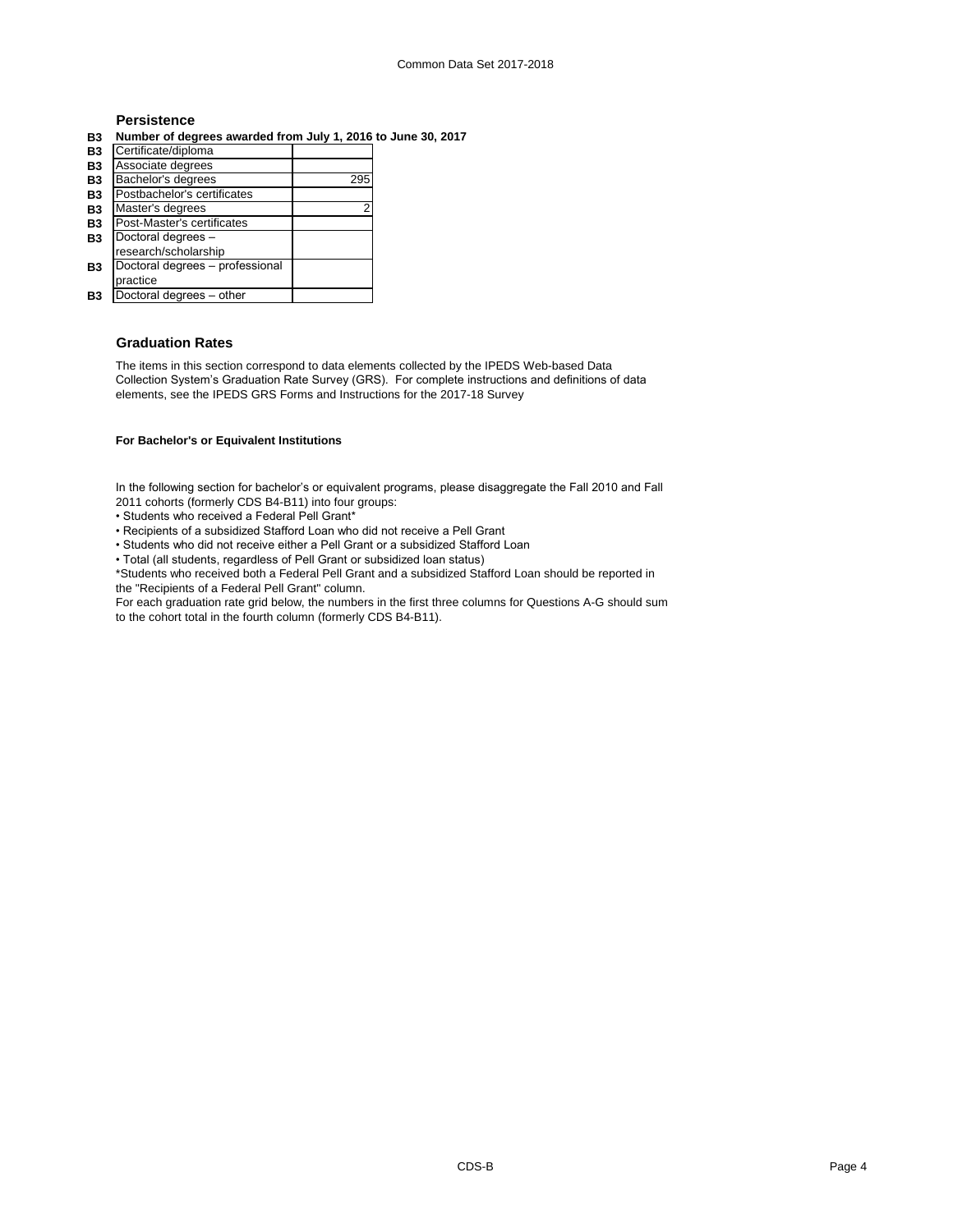## Persistence

**B3 Number of degrees awarded from July 1, 2016 to June 30, 2017**

| | Degree | Number |
|---|---|---|
| B3 | Certificate/diploma | |
| B3 | Associate degrees | |
| B3 | Bachelor's degrees | 295 |
| B3 | Postbachelor's certificates | |
| B3 | Master's degrees | 2 |
| B3 | Post-Master's certificates | |
| B3 | Doctoral degrees – research/scholarship | |
| B3 | Doctoral degrees – professional practice | |
| B3 | Doctoral degrees – other | |

## Graduation Rates

The items in this section correspond to data elements collected by the IPEDS Web-based Data Collection System's Graduation Rate Survey (GRS). For complete instructions and definitions of data elements, see the IPEDS GRS Forms and Instructions for the 2017-18 Survey

**For Bachelor's or Equivalent Institutions**

In the following section for bachelor's or equivalent programs, please disaggregate the Fall 2010 and Fall 2011 cohorts (formerly CDS B4-B11) into four groups:

- Students who received a Federal Pell Grant*
- Recipients of a subsidized Stafford Loan who did not receive a Pell Grant
- Students who did not receive either a Pell Grant or a subsidized Stafford Loan
- Total (all students, regardless of Pell Grant or subsidized loan status)

*Students who received both a Federal Pell Grant and a subsidized Stafford Loan should be reported in the "Recipients of a Federal Pell Grant" column.

For each graduation rate grid below, the numbers in the first three columns for Questions A-G should sum to the cohort total in the fourth column (formerly CDS B4-B11).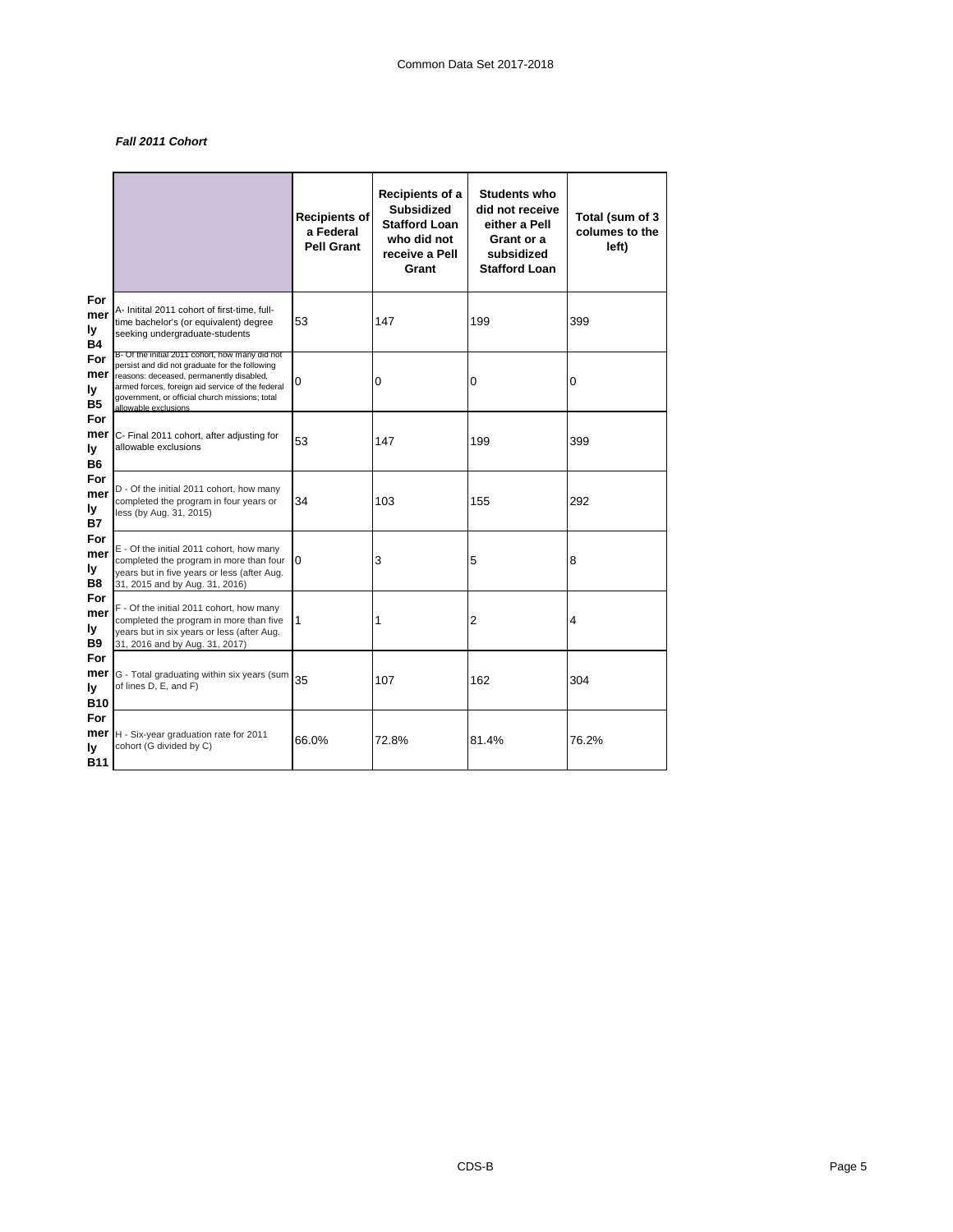*Fall 2011 Cohort*

| | | Recipients of a Federal Pell Grant | Recipients of a Subsidized Stafford Loan who did not receive a Pell Grant | Students who did not receive either a Pell Grant or a subsidized Stafford Loan | Total (sum of 3 columes to the left) |
|---|---|---|---|---|---|
| Formerly B4 | A- Initital 2011 cohort of first-time, full-time bachelor's (or equivalent) degree seeking undergraduate-students | 53 | 147 | 199 | 399 |
| Formerly B5 | B- Of the initial 2011 cohort, how many did not persist and did not graduate for the following reasons: deceased, permanently disabled, armed forces, foreign aid service of the federal government, or official church missions; total allowable exclusions | 0 | 0 | 0 | 0 |
| Formerly B6 | C- Final 2011 cohort, after adjusting for allowable exclusions | 53 | 147 | 199 | 399 |
| Formerly B7 | D - Of the initial 2011 cohort, how many completed the program in four years or less (by Aug. 31, 2015) | 34 | 103 | 155 | 292 |
| Formerly B8 | E - Of the initial 2011 cohort, how many completed the program in more than four years but in five years or less (after Aug. 31, 2015 and by Aug. 31, 2016) | 0 | 3 | 5 | 8 |
| Formerly B9 | F - Of the initial 2011 cohort, how many completed the program in more than five years but in six years or less (after Aug. 31, 2016 and by Aug. 31, 2017) | 1 | 1 | 2 | 4 |
| Formerly B10 | G - Total graduating within six years (sum of lines D, E, and F) | 35 | 107 | 162 | 304 |
| Formerly B11 | H - Six-year graduation rate for 2011 cohort (G divided by C) | 66.0% | 72.8% | 81.4% | 76.2% |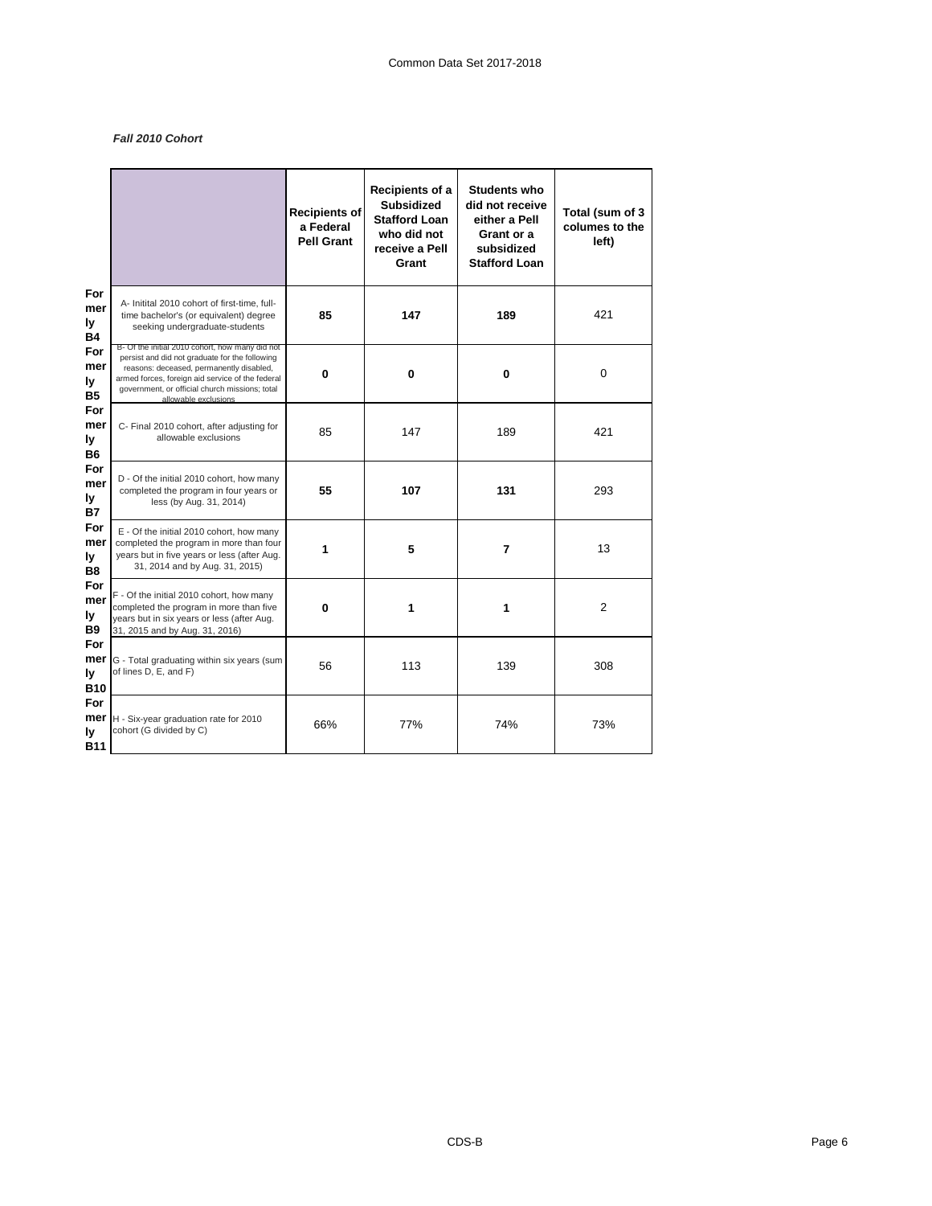*Fall 2010 Cohort*

| | | Recipients of a Federal Pell Grant | Recipients of a Subsidized Stafford Loan who did not receive a Pell Grant | Students who did not receive either a Pell Grant or a subsidized Stafford Loan | Total (sum of 3 columes to the left) |
|---|---|---|---|---|---|
| Formerly B4 | A- Initital 2010 cohort of first-time, full-time bachelor's (or equivalent) degree seeking undergraduate-students | **85** | **147** | **189** | 421 |
| Formerly B5 | B- Of the initial 2010 cohort, how many did not persist and did not graduate for the following reasons: deceased, permanently disabled, armed forces, foreign aid service of the federal government, or official church missions; total allowable exclusions | **0** | **0** | **0** | 0 |
| Formerly B6 | C- Final 2010 cohort, after adjusting for allowable exclusions | 85 | 147 | 189 | 421 |
| Formerly B7 | D - Of the initial 2010 cohort, how many completed the program in four years or less (by Aug. 31, 2014) | **55** | **107** | **131** | 293 |
| Formerly B8 | E - Of the initial 2010 cohort, how many completed the program in more than four years but in five years or less (after Aug. 31, 2014 and by Aug. 31, 2015) | **1** | **5** | **7** | 13 |
| Formerly B9 | F - Of the initial 2010 cohort, how many completed the program in more than five years but in six years or less (after Aug. 31, 2015 and by Aug. 31, 2016) | **0** | **1** | **1** | 2 |
| Formerly B10 | G - Total graduating within six years (sum of lines D, E, and F) | 56 | 113 | 139 | 308 |
| Formerly B11 | H - Six-year graduation rate for 2010 cohort (G divided by C) | 66% | 77% | 74% | 73% |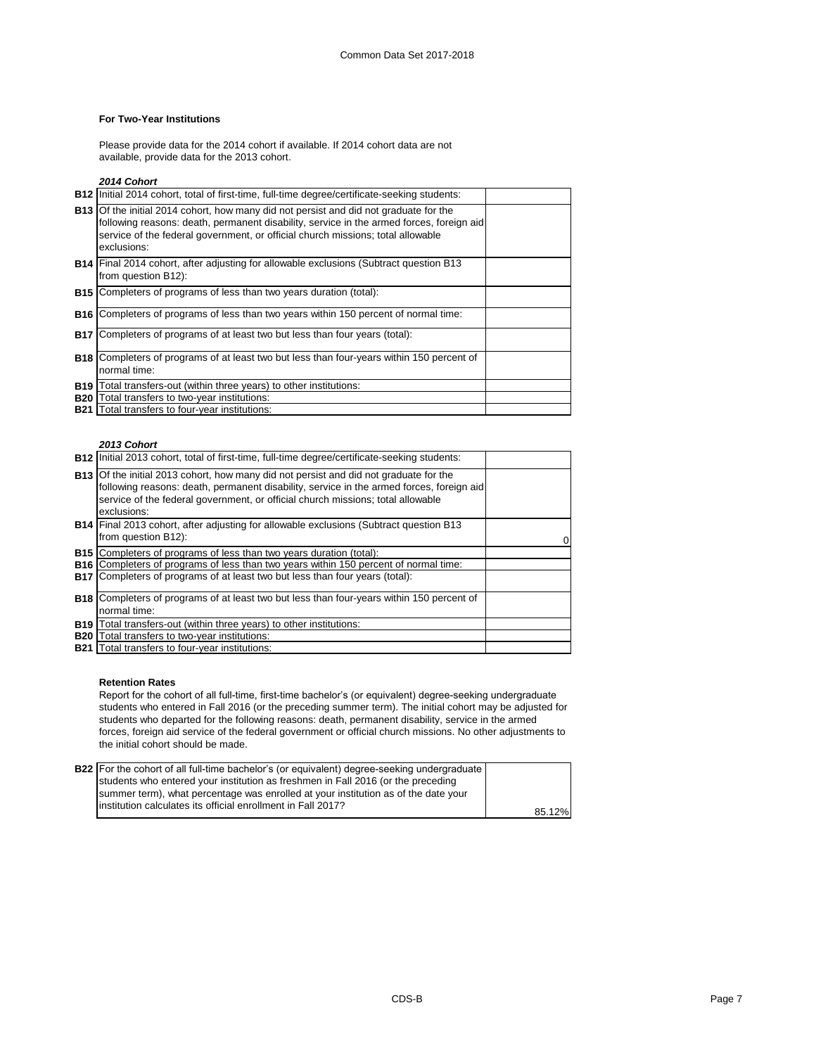### For Two-Year Institutions

Please provide data for the 2014 cohort if available. If 2014 cohort data are not available, provide data for the 2013 cohort.

***2014 Cohort***

| | | |
|---|---|---|
| **B12** | Initial 2014 cohort, total of first-time, full-time degree/certificate-seeking students: | |
| **B13** | Of the initial 2014 cohort, how many did not persist and did not graduate for the following reasons: death, permanent disability, service in the armed forces, foreign aid service of the federal government, or official church missions; total allowable exclusions: | |
| **B14** | Final 2014 cohort, after adjusting for allowable exclusions (Subtract question B13 from question B12): | |
| **B15** | Completers of programs of less than two years duration (total): | |
| **B16** | Completers of programs of less than two years within 150 percent of normal time: | |
| **B17** | Completers of programs of at least two but less than four years (total): | |
| **B18** | Completers of programs of at least two but less than four-years within 150 percent of normal time: | |
| **B19** | Total transfers-out (within three years) to other institutions: | |
| **B20** | Total transfers to two-year institutions: | |
| **B21** | Total transfers to four-year institutions: | |

***2013 Cohort***

| | | |
|---|---|---|
| **B12** | Initial 2013 cohort, total of first-time, full-time degree/certificate-seeking students: | |
| **B13** | Of the initial 2013 cohort, how many did not persist and did not graduate for the following reasons: death, permanent disability, service in the armed forces, foreign aid service of the federal government, or official church missions; total allowable exclusions: | |
| **B14** | Final 2013 cohort, after adjusting for allowable exclusions (Subtract question B13 from question B12): | 0 |
| **B15** | Completers of programs of less than two years duration (total): | |
| **B16** | Completers of programs of less than two years within 150 percent of normal time: | |
| **B17** | Completers of programs of at least two but less than four years (total): | |
| **B18** | Completers of programs of at least two but less than four-years within 150 percent of normal time: | |
| **B19** | Total transfers-out (within three years) to other institutions: | |
| **B20** | Total transfers to two-year institutions: | |
| **B21** | Total transfers to four-year institutions: | |

### Retention Rates

Report for the cohort of all full-time, first-time bachelor's (or equivalent) degree-seeking undergraduate students who entered in Fall 2016 (or the preceding summer term). The initial cohort may be adjusted for students who departed for the following reasons: death, permanent disability, service in the armed forces, foreign aid service of the federal government or official church missions. No other adjustments to the initial cohort should be made.

| | | |
|---|---|---|
| **B22** | For the cohort of all full-time bachelor's (or equivalent) degree-seeking undergraduate students who entered your institution as freshmen in Fall 2016 (or the preceding summer term), what percentage was enrolled at your institution as of the date your institution calculates its official enrollment in Fall 2017? | 85.12% |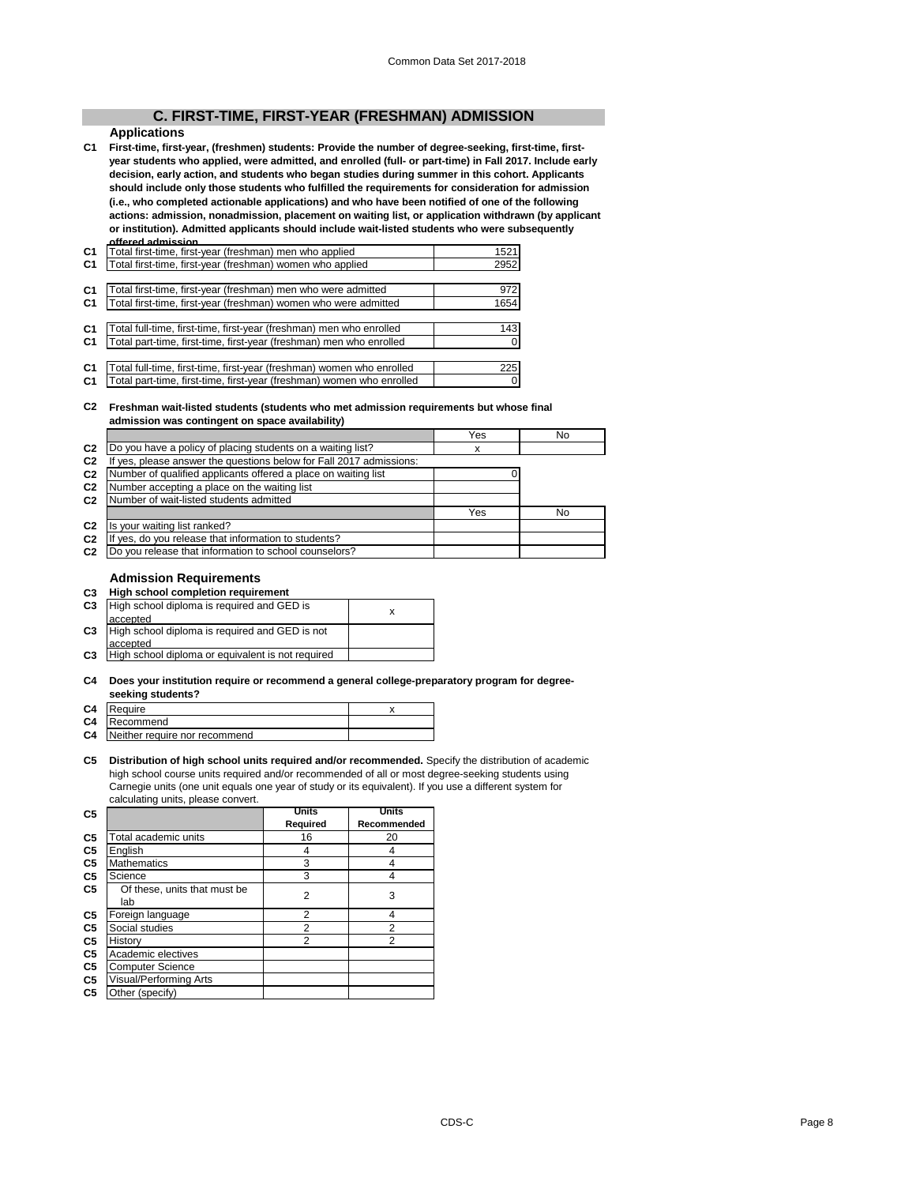## C. FIRST-TIME, FIRST-YEAR (FRESHMAN) ADMISSION

### Applications

**C1 First-time, first-year, (freshmen) students: Provide the number of degree-seeking, first-time, first-year students who applied, were admitted, and enrolled (full- or part-time) in Fall 2017. Include early decision, early action, and students who began studies during summer in this cohort. Applicants should include only those students who fulfilled the requirements for consideration for admission (i.e., who completed actionable applications) and who have been notified of one of the following actions: admission, nonadmission, placement on waiting list, or application withdrawn (by applicant or institution). Admitted applicants should include wait-listed students who were subsequently offered admission.**

| | | |
|---|---|---|
| C1 | Total first-time, first-year (freshman) men who applied | 1521 |
| C1 | Total first-time, first-year (freshman) women who applied | 2952 |
| C1 | Total first-time, first-year (freshman) men who were admitted | 972 |
| C1 | Total first-time, first-year (freshman) women who were admitted | 1654 |
| C1 | Total full-time, first-time, first-year (freshman) men who enrolled | 143 |
| C1 | Total part-time, first-time, first-year (freshman) men who enrolled | 0 |
| C1 | Total full-time, first-time, first-year (freshman) women who enrolled | 225 |
| C1 | Total part-time, first-time, first-year (freshman) women who enrolled | 0 |

**C2 Freshman wait-listed students (students who met admission requirements but whose final admission was contingent on space availability)**

| | | Yes | No |
|---|---|---|---|
| C2 | Do you have a policy of placing students on a waiting list? | x | |
| C2 | If yes, please answer the questions below for Fall 2017 admissions: | | |
| C2 | Number of qualified applicants offered a place on waiting list | 0 | |
| C2 | Number accepting a place on the waiting list | | |
| C2 | Number of wait-listed students admitted | | |
| | | Yes | No |
| C2 | Is your waiting list ranked? | | |
| C2 | If yes, do you release that information to students? | | |
| C2 | Do you release that information to school counselors? | | |

### Admission Requirements

**C3 High school completion requirement**

| | | |
|---|---|---|
| C3 | High school diploma is required and GED is accepted | x |
| C3 | High school diploma is required and GED is not accepted | |
| C3 | High school diploma or equivalent is not required | |

**C4 Does your institution require or recommend a general college-preparatory program for degree-seeking students?**

| | | |
|---|---|---|
| C4 | Require | x |
| C4 | Recommend | |
| C4 | Neither require nor recommend | |

**C5 Distribution of high school units required and/or recommended.** Specify the distribution of academic high school course units required and/or recommended of all or most degree-seeking students using Carnegie units (one unit equals one year of study or its equivalent). If you use a different system for calculating units, please convert.

| C5 | | Units Required | Units Recommended |
|---|---|---|---|
| C5 | Total academic units | 16 | 20 |
| C5 | English | 4 | 4 |
| C5 | Mathematics | 3 | 4 |
| C5 | Science | 3 | 4 |
| C5 | Of these, units that must be lab | 2 | 3 |
| C5 | Foreign language | 2 | 4 |
| C5 | Social studies | 2 | 2 |
| C5 | History | 2 | 2 |
| C5 | Academic electives | | |
| C5 | Computer Science | | |
| C5 | Visual/Performing Arts | | |
| C5 | Other (specify) | | |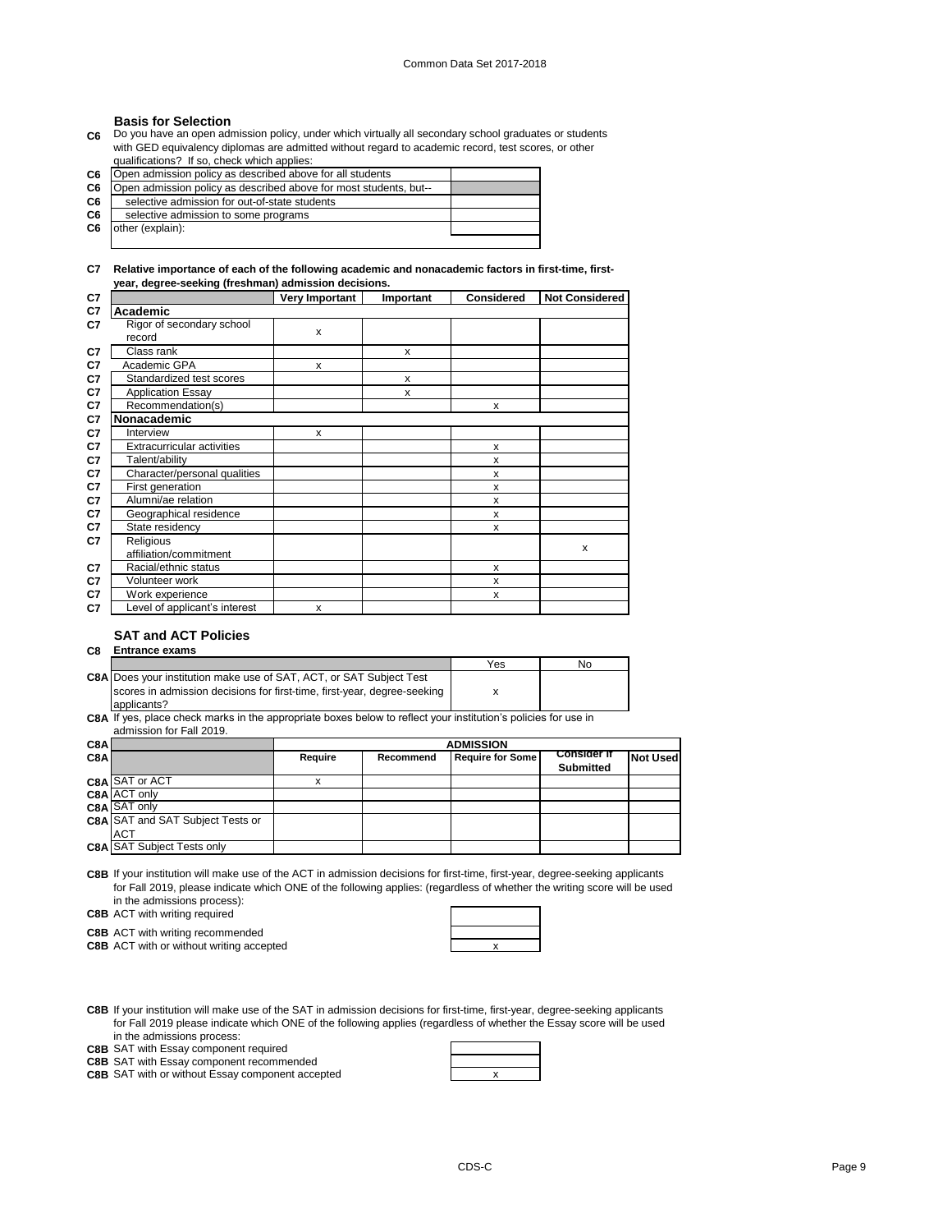### Basis for Selection

**C6** Do you have an open admission policy, under which virtually all secondary school graduates or students with GED equivalency diplomas are admitted without regard to academic record, test scores, or other qualifications? If so, check which applies:

| | | |
|---|---|---|
| C6 | Open admission policy as described above for all students | |
| C6 | Open admission policy as described above for most students, but-- | |
| C6 | selective admission for out-of-state students | |
| C6 | selective admission to some programs | |
| C6 | other (explain): | |

**C7 Relative importance of each of the following academic and nonacademic factors in first-time, first-year, degree-seeking (freshman) admission decisions.**

| | | Very Important | Important | Considered | Not Considered |
|---|---|---|---|---|---|
| C7 | **Academic** | | | | |
| C7 | Rigor of secondary school record | x | | | |
| C7 | Class rank | | x | | |
| C7 | Academic GPA | x | | | |
| C7 | Standardized test scores | | x | | |
| C7 | Application Essay | | x | | |
| C7 | Recommendation(s) | | | x | |
| C7 | **Nonacademic** | | | | |
| C7 | Interview | x | | | |
| C7 | Extracurricular activities | | | x | |
| C7 | Talent/ability | | | x | |
| C7 | Character/personal qualities | | | x | |
| C7 | First generation | | | x | |
| C7 | Alumni/ae relation | | | x | |
| C7 | Geographical residence | | | x | |
| C7 | State residency | | | x | |
| C7 | Religious affiliation/commitment | | | | x |
| C7 | Racial/ethnic status | | | x | |
| C7 | Volunteer work | | | x | |
| C7 | Work experience | | | x | |
| C7 | Level of applicant's interest | x | | | |

### SAT and ACT Policies

**C8 Entrance exams**

| | | Yes | No |
|---|---|---|---|
| C8A | Does your institution make use of SAT, ACT, or SAT Subject Test scores in admission decisions for first-time, first-year, degree-seeking applicants? | x | |

**C8A** If yes, place check marks in the appropriate boxes below to reflect your institution's policies for use in admission for Fall 2019.

| C8A | | ADMISSION | | | | |
|---|---|---|---|---|---|---|
| C8A | | Require | Recommend | Require for Some | Consider if Submitted | Not Used |
| C8A | SAT or ACT | x | | | | |
| C8A | ACT only | | | | | |
| C8A | SAT only | | | | | |
| C8A | SAT and SAT Subject Tests or ACT | | | | | |
| C8A | SAT Subject Tests only | | | | | |

**C8B** If your institution will make use of the ACT in admission decisions for first-time, first-year, degree-seeking applicants for Fall 2019, please indicate which ONE of the following applies: (regardless of whether the writing score will be used in the admissions process):

| | | |
|---|---|---|
| C8B | ACT with writing required | |
| C8B | ACT with writing recommended | |
| C8B | ACT with or without writing accepted | x |

**C8B** If your institution will make use of the SAT in admission decisions for first-time, first-year, degree-seeking applicants for Fall 2019 please indicate which ONE of the following applies (regardless of whether the Essay score will be used in the admissions process:

| | | |
|---|---|---|
| C8B | SAT with Essay component required | |
| C8B | SAT with Essay component recommended | |
| C8B | SAT with or without Essay component accepted | x |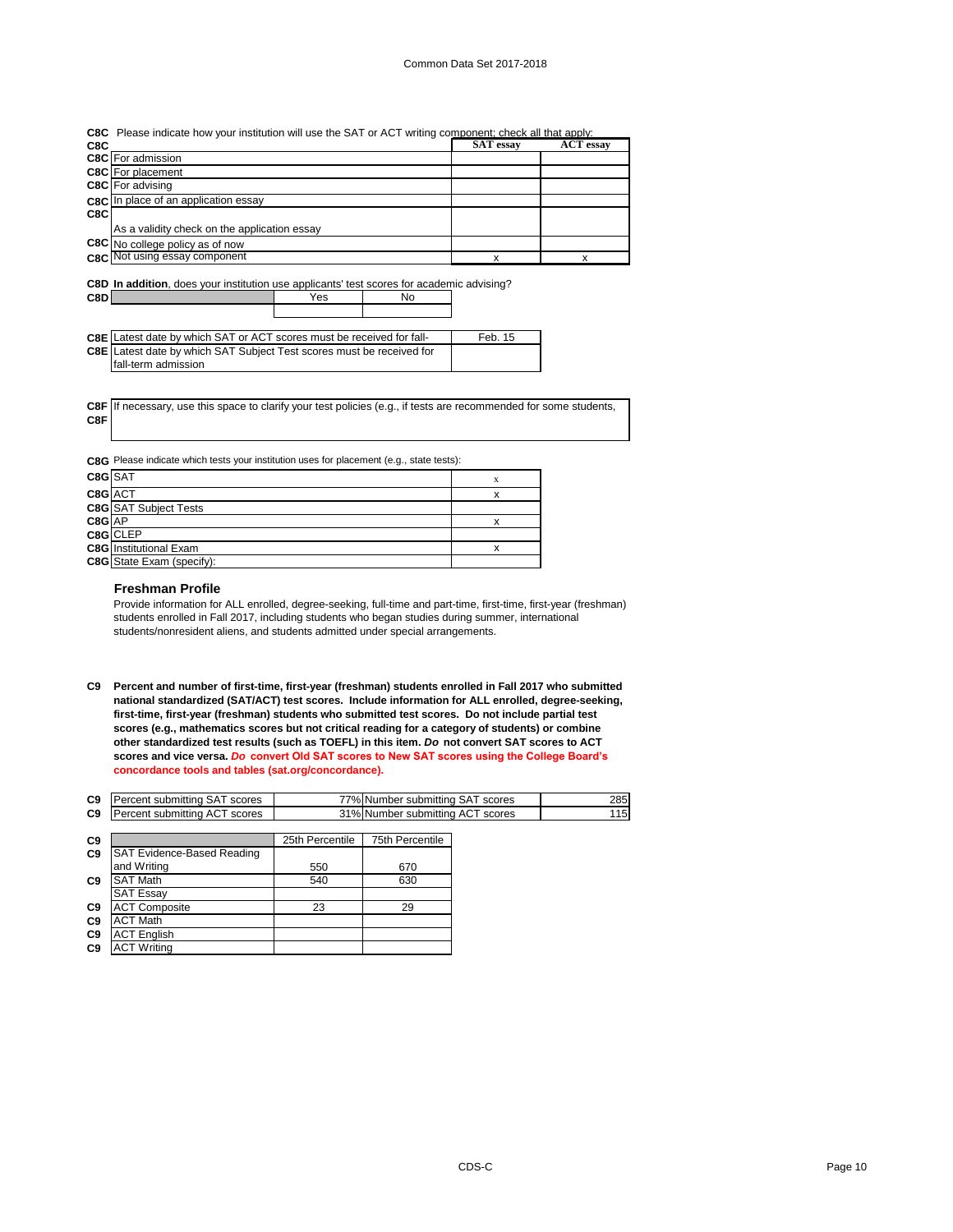**C8C** Please indicate how your institution will use the SAT or ACT writing component; check all that apply:

| C8C | | SAT essay | ACT essay |
|---|---|---|---|
| C8C | For admission | | |
| C8C | For placement | | |
| C8C | For advising | | |
| C8C | In place of an application essay | | |
| C8C | As a validity check on the application essay | | |
| C8C | No college policy as of now | | |
| C8C | Not using essay component | x | x |

**C8D In addition**, does your institution use applicants' test scores for academic advising?

| C8D | Yes | No |
|---|---|---|
| | | |

| | | |
|---|---|---|
| C8E | Latest date by which SAT or ACT scores must be received for fall- | Feb. 15 |
| C8E | Latest date by which SAT Subject Test scores must be received for fall-term admission | |

**C8F** If necessary, use this space to clarify your test policies (e.g., if tests are recommended for some students,

**C8F**

**C8G** Please indicate which tests your institution uses for placement (e.g., state tests):

| | | |
|---|---|---|
| C8G | SAT | x |
| C8G | ACT | x |
| C8G | SAT Subject Tests | |
| C8G | AP | x |
| C8G | CLEP | |
| C8G | Institutional Exam | x |
| C8G | State Exam (specify): | |

### Freshman Profile

Provide information for ALL enrolled, degree-seeking, full-time and part-time, first-time, first-year (freshman) students enrolled in Fall 2017, including students who began studies during summer, international students/nonresident aliens, and students admitted under special arrangements.

**C9 Percent and number of first-time, first-year (freshman) students enrolled in Fall 2017 who submitted national standardized (SAT/ACT) test scores. Include information for ALL enrolled, degree-seeking, first-time, first-year (freshman) students who submitted test scores. Do not include partial test scores (e.g., mathematics scores but not critical reading for a category of students) or combine other standardized test results (such as TOEFL) in this item. *Do* not convert SAT scores to ACT scores and vice versa. *Do* convert Old SAT scores to New SAT scores using the College Board's concordance tools and tables (sat.org/concordance).**

| | | | | |
|---|---|---|---|---|
| C9 | Percent submitting SAT scores | 77% | Number submitting SAT scores | 285 |
| C9 | Percent submitting ACT scores | 31% | Number submitting ACT scores | 115 |

| C9 | | 25th Percentile | 75th Percentile |
|---|---|---|---|
| C9 | SAT Evidence-Based Reading and Writing | 550 | 670 |
| C9 | SAT Math | 540 | 630 |
| | SAT Essay | | |
| C9 | ACT Composite | 23 | 29 |
| C9 | ACT Math | | |
| C9 | ACT English | | |
| C9 | ACT Writing | | |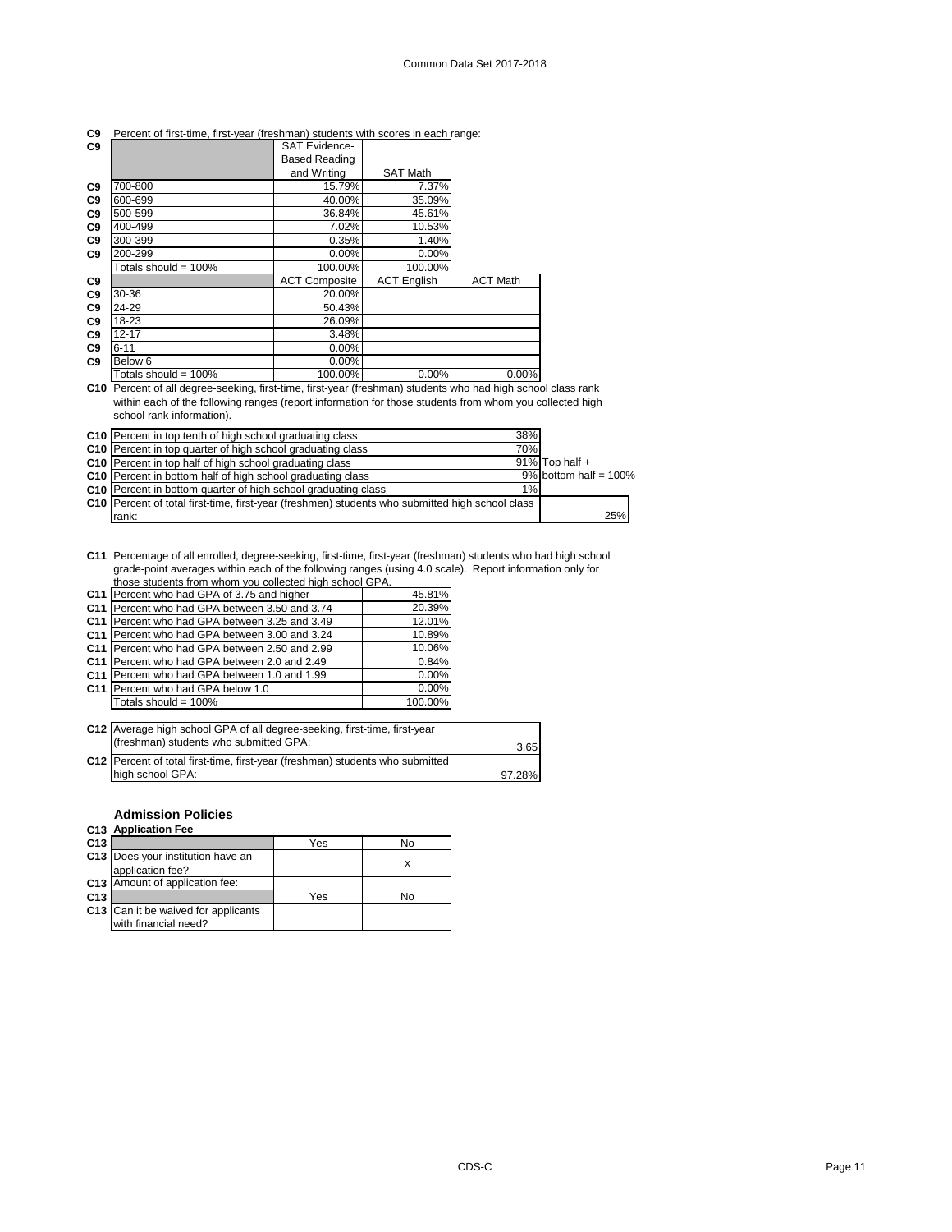**C9** Percent of first-time, first-year (freshman) students with scores in each range:

| | | SAT Evidence-Based Reading and Writing | SAT Math |
|---|---|---|---|
| C9 | 700-800 | 15.79% | 7.37% |
| C9 | 600-699 | 40.00% | 35.09% |
| C9 | 500-599 | 36.84% | 45.61% |
| C9 | 400-499 | 7.02% | 10.53% |
| C9 | 300-399 | 0.35% | 1.40% |
| C9 | 200-299 | 0.00% | 0.00% |
| | Totals should = 100% | 100.00% | 100.00% |

| | | ACT Composite | ACT English | ACT Math |
|---|---|---|---|---|
| C9 | 30-36 | 20.00% | | |
| C9 | 24-29 | 50.43% | | |
| C9 | 18-23 | 26.09% | | |
| C9 | 12-17 | 3.48% | | |
| C9 | 6-11 | 0.00% | | |
| C9 | Below 6 | 0.00% | | |
| | Totals should = 100% | 100.00% | 0.00% | 0.00% |

**C10** Percent of all degree-seeking, first-time, first-year (freshman) students who had high school class rank within each of the following ranges (report information for those students from whom you collected high school rank information).

| | | | |
|---|---|---|---|
| C10 | Percent in top tenth of high school graduating class | 38% | |
| C10 | Percent in top quarter of high school graduating class | 70% | |
| C10 | Percent in top half of high school graduating class | 91% | Top half + |
| C10 | Percent in bottom half of high school graduating class | 9% | bottom half = 100% |
| C10 | Percent in bottom quarter of high school graduating class | 1% | |
| C10 | Percent of total first-time, first-year (freshmen) students who submitted high school class rank: | | 25% |

**C11** Percentage of all enrolled, degree-seeking, first-time, first-year (freshman) students who had high school grade-point averages within each of the following ranges (using 4.0 scale). Report information only for those students from whom you collected high school GPA.

| | | |
|---|---|---|
| C11 | Percent who had GPA of 3.75 and higher | 45.81% |
| C11 | Percent who had GPA between 3.50 and 3.74 | 20.39% |
| C11 | Percent who had GPA between 3.25 and 3.49 | 12.01% |
| C11 | Percent who had GPA between 3.00 and 3.24 | 10.89% |
| C11 | Percent who had GPA between 2.50 and 2.99 | 10.06% |
| C11 | Percent who had GPA between 2.0 and 2.49 | 0.84% |
| C11 | Percent who had GPA between 1.0 and 1.99 | 0.00% |
| C11 | Percent who had GPA below 1.0 | 0.00% |
| | Totals should = 100% | 100.00% |

| | | |
|---|---|---|
| C12 | Average high school GPA of all degree-seeking, first-time, first-year (freshman) students who submitted GPA: | 3.65 |
| C12 | Percent of total first-time, first-year (freshman) students who submitted high school GPA: | 97.28% |

## Admission Policies

**C13 Application Fee**

| | | Yes | No |
|---|---|---|---|
| C13 | Does your institution have an application fee? | | x |
| C13 | Amount of application fee: | | |

| | | Yes | No |
|---|---|---|---|
| C13 | Can it be waived for applicants with financial need? | | |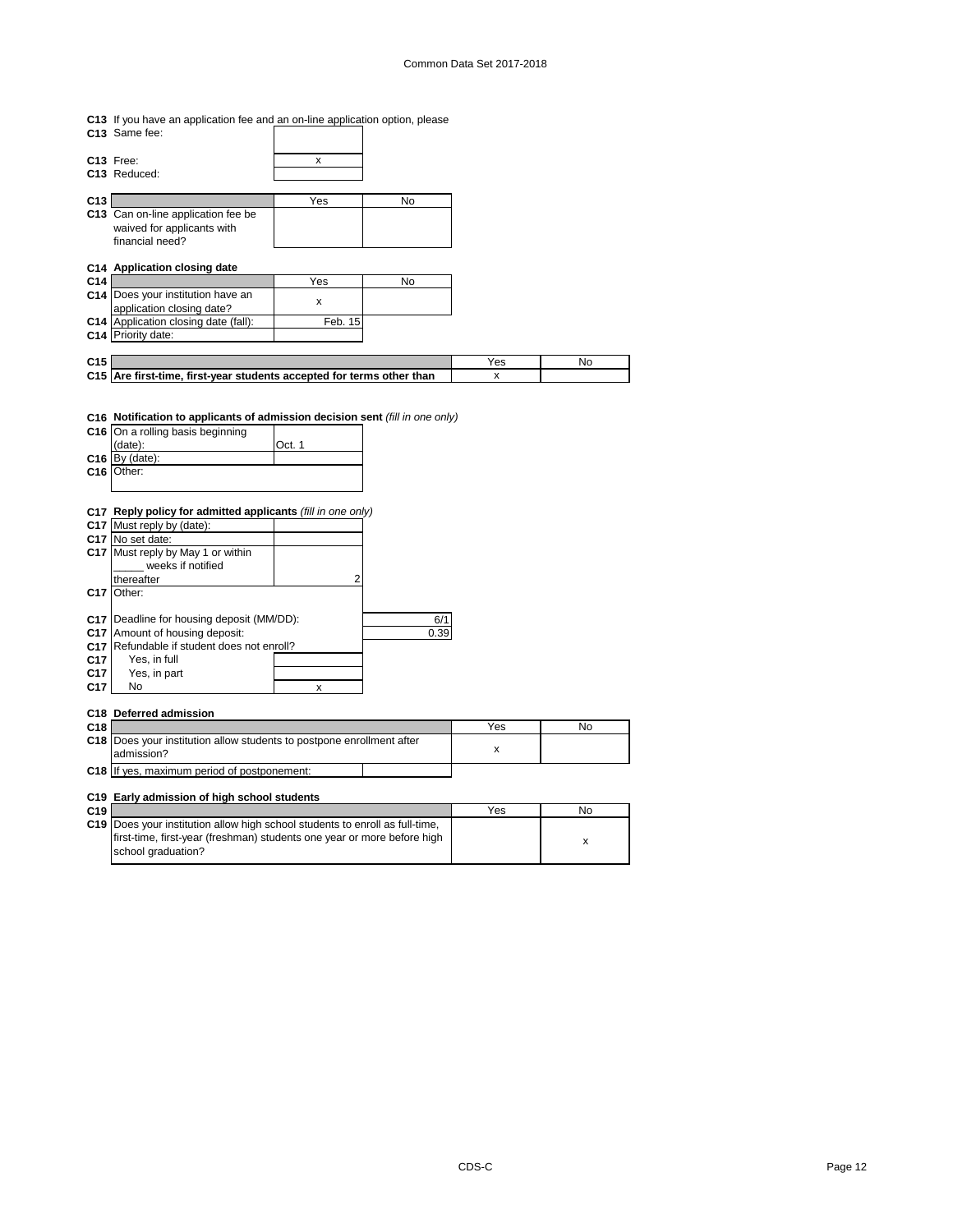**C13** If you have an application fee and an on-line application option, please

| | | |
|---|---|---|
| C13 | Same fee: | |
| C13 | Free: | x |
| C13 | Reduced: | |

| | | Yes | No |
|---|---|---|---|
| C13 | Can on-line application fee be waived for applicants with financial need? | | |

**C14 Application closing date**

| | | Yes | No |
|---|---|---|---|
| C14 | Does your institution have an application closing date? | x | |
| C14 | Application closing date (fall): | Feb. 15 | |
| C14 | Priority date: | | |

| | | Yes | No |
|---|---|---|---|
| C15 | **Are first-time, first-year students accepted for terms other than** | x | |

**C16 Notification to applicants of admission decision sent** *(fill in one only)*

| | | |
|---|---|---|
| C16 | On a rolling basis beginning (date): | Oct. 1 |
| C16 | By (date): | |
| C16 | Other: | |

**C17 Reply policy for admitted applicants** *(fill in one only)*

| | | | |
|---|---|---|---|
| C17 | Must reply by (date): | | |
| C17 | No set date: | | |
| C17 | Must reply by May 1 or within _____ weeks if notified thereafter | 2 | |
| C17 | Other: | | |
| C17 | Deadline for housing deposit (MM/DD): | | 6/1 |
| C17 | Amount of housing deposit: | | 0.39 |
| C17 | Refundable if student does not enroll? | | |
| C17 | Yes, in full | | |
| C17 | Yes, in part | | |
| C17 | No | x | |

**C18 Deferred admission**

| | | Yes | No |
|---|---|---|---|
| C18 | Does your institution allow students to postpone enrollment after admission? | x | |
| C18 | If yes, maximum period of postponement: | | |

**C19 Early admission of high school students**

| | | Yes | No |
|---|---|---|---|
| C19 | Does your institution allow high school students to enroll as full-time, first-time, first-year (freshman) students one year or more before high school graduation? | | x |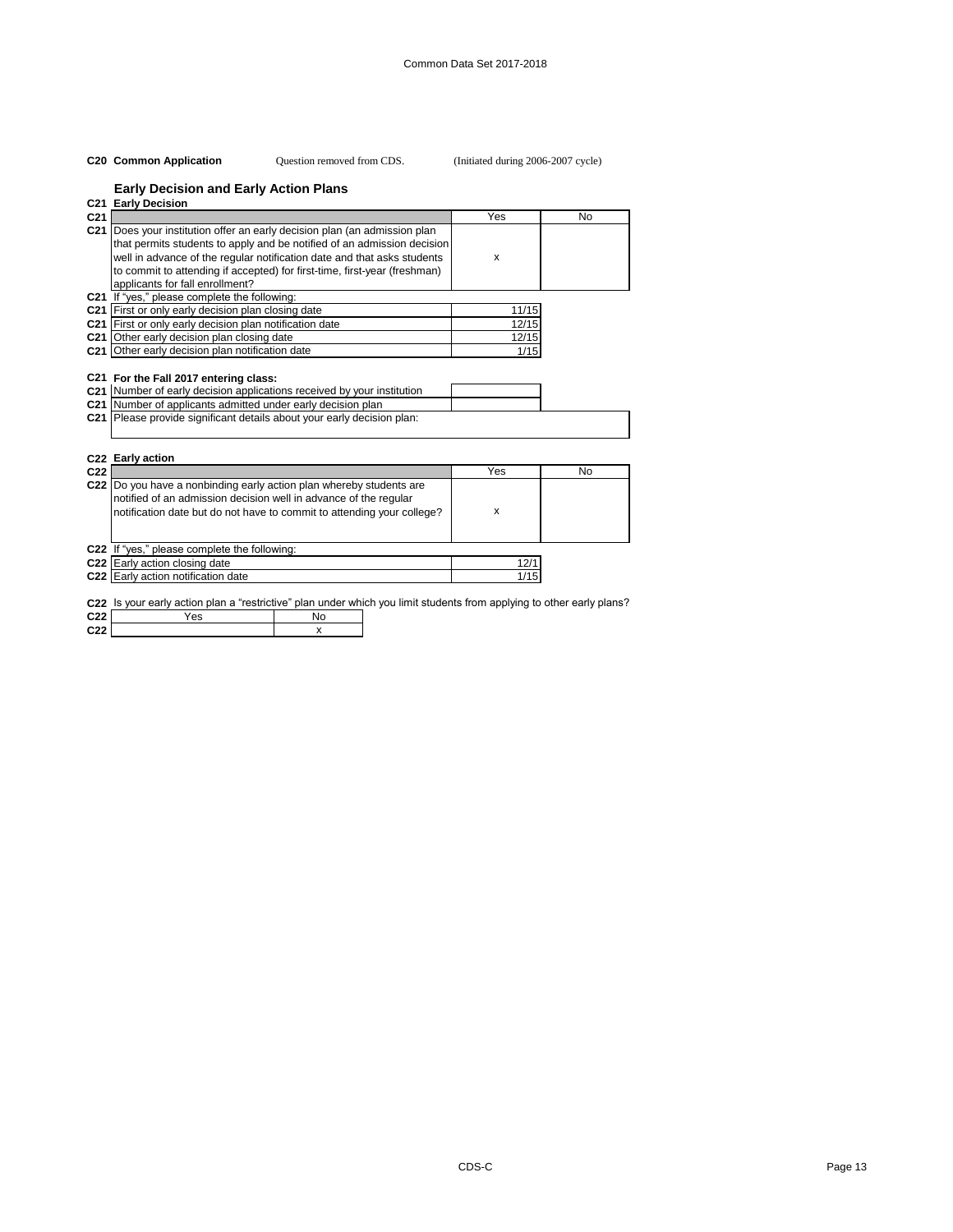Common Data Set 2017-2018

**C20 Common Application** Question removed from CDS. (Initiated during 2006-2007 cycle)

## Early Decision and Early Action Plans

**C21 Early Decision**

| C21 | | Yes | No |
|---|---|---|---|
| C21 | Does your institution offer an early decision plan (an admission plan that permits students to apply and be notified of an admission decision well in advance of the regular notification date and that asks students to commit to attending if accepted) for first-time, first-year (freshman) applicants for fall enrollment? | x | |

| C21 | If "yes," please complete the following: | |
|---|---|---|
| C21 | First or only early decision plan closing date | 11/15 |
| C21 | First or only early decision plan notification date | 12/15 |
| C21 | Other early decision plan closing date | 12/15 |
| C21 | Other early decision plan notification date | 1/15 |

**C21 For the Fall 2017 entering class:**

| C21 | Number of early decision applications received by your institution | |
|---|---|---|
| C21 | Number of applicants admitted under early decision plan | |
| C21 | Please provide significant details about your early decision plan: | |

**C22 Early action**

| C22 | | Yes | No |
|---|---|---|---|
| C22 | Do you have a nonbinding early action plan whereby students are notified of an admission decision well in advance of the regular notification date but do not have to commit to attending your college? | x | |

| C22 | If "yes," please complete the following: | |
|---|---|---|
| C22 | Early action closing date | 12/1 |
| C22 | Early action notification date | 1/15 |

**C22** Is your early action plan a "restrictive" plan under which you limit students from applying to other early plans?

| C22 | Yes | No |
|---|---|---|
| C22 | | x |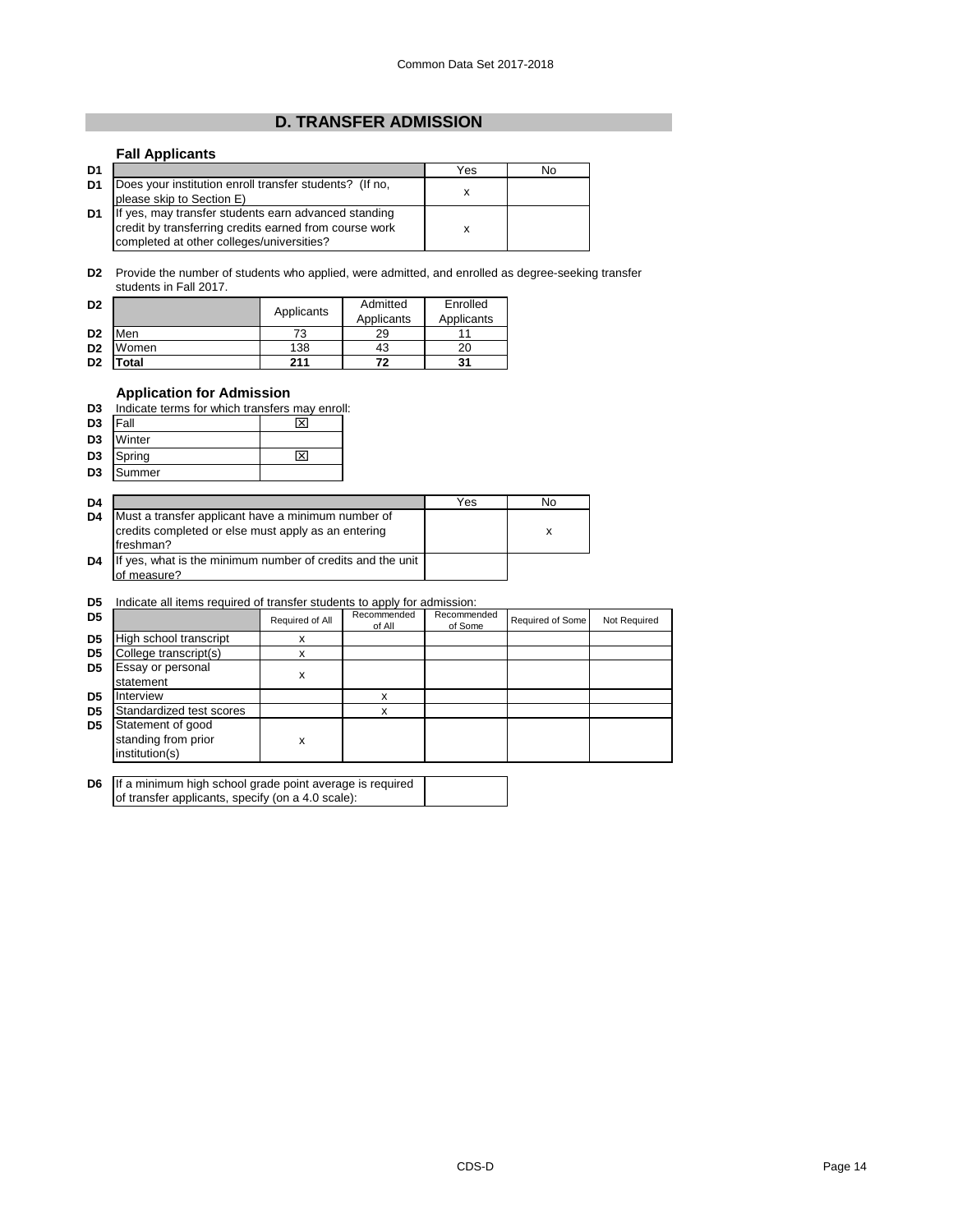## D. TRANSFER ADMISSION

### Fall Applicants

| | | Yes | No |
|---|---|---|---|
| D1 | Does your institution enroll transfer students? (If no, please skip to Section E) | x | |
| D1 | If yes, may transfer students earn advanced standing credit by transferring credits earned from course work completed at other colleges/universities? | x | |

**D2** Provide the number of students who applied, were admitted, and enrolled as degree-seeking transfer students in Fall 2017.

| D2 | | Applicants | Admitted Applicants | Enrolled Applicants |
|---|---|---|---|---|
| D2 | Men | 73 | 29 | 11 |
| D2 | Women | 138 | 43 | 20 |
| D2 | **Total** | **211** | **72** | **31** |

### Application for Admission

**D3** Indicate terms for which transfers may enroll:

| D3 | Term | |
|---|---|---|
| D3 | Fall | ☒ |
| D3 | Winter | |
| D3 | Spring | ☒ |
| D3 | Summer | |

| D4 | | Yes | No |
|---|---|---|---|
| D4 | Must a transfer applicant have a minimum number of credits completed or else must apply as an entering freshman? | | x |
| D4 | If yes, what is the minimum number of credits and the unit of measure? | | |

**D5** Indicate all items required of transfer students to apply for admission:

| D5 | | Required of All | Recommended of All | Recommended of Some | Required of Some | Not Required |
|---|---|---|---|---|---|---|
| D5 | High school transcript | x | | | | |
| D5 | College transcript(s) | x | | | | |
| D5 | Essay or personal statement | x | | | | |
| D5 | Interview | | x | | | |
| D5 | Standardized test scores | | x | | | |
| D5 | Statement of good standing from prior institution(s) | x | | | | |

| D6 | If a minimum high school grade point average is required of transfer applicants, specify (on a 4.0 scale): | |
|---|---|---|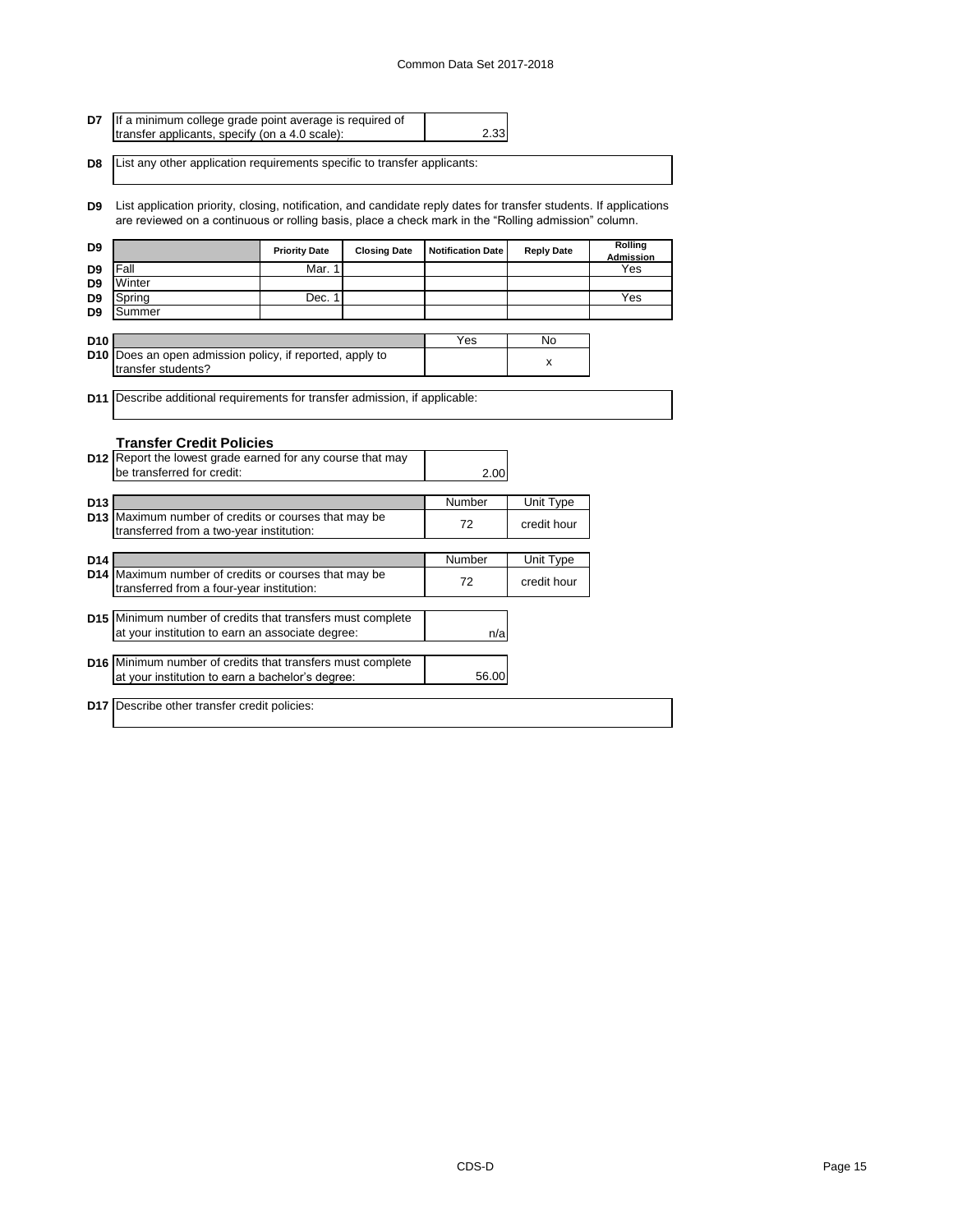| D7 | If a minimum college grade point average is required of transfer applicants, specify (on a 4.0 scale): | 2.33 |
|---|---|---|

**D8** List any other application requirements specific to transfer applicants:

**D9** List application priority, closing, notification, and candidate reply dates for transfer students. If applications are reviewed on a continuous or rolling basis, place a check mark in the "Rolling admission" column.

| D9 | | Priority Date | Closing Date | Notification Date | Reply Date | Rolling Admission |
|---|---|---|---|---|---|---|
| D9 | Fall | Mar. 1 | | | | Yes |
| D9 | Winter | | | | | |
| D9 | Spring | Dec. 1 | | | | Yes |
| D9 | Summer | | | | | |

| D10 | | Yes | No |
|---|---|---|---|
| D10 | Does an open admission policy, if reported, apply to transfer students? | | x |

**D11** Describe additional requirements for transfer admission, if applicable:

### Transfer Credit Policies

| D12 | Report the lowest grade earned for any course that may be transferred for credit: | 2.00 |
|---|---|---|

| D13 | | Number | Unit Type |
|---|---|---|---|
| D13 | Maximum number of credits or courses that may be transferred from a two-year institution: | 72 | credit hour |

| D14 | | Number | Unit Type |
|---|---|---|---|
| D14 | Maximum number of credits or courses that may be transferred from a four-year institution: | 72 | credit hour |

| D15 | Minimum number of credits that transfers must complete at your institution to earn an associate degree: | n/a |
|---|---|---|

| D16 | Minimum number of credits that transfers must complete at your institution to earn a bachelor's degree: | 56.00 |
|---|---|---|

**D17** Describe other transfer credit policies: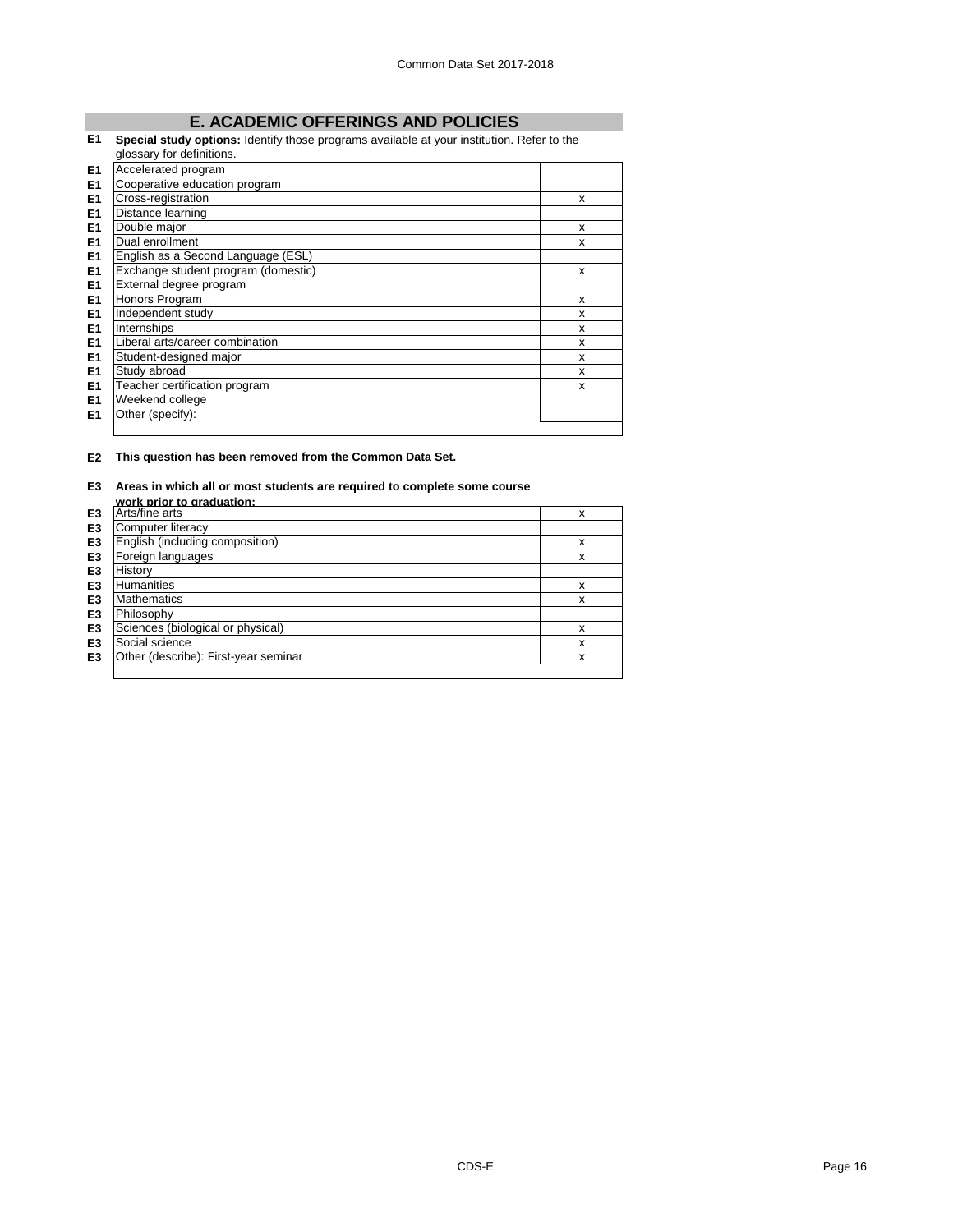## E. ACADEMIC OFFERINGS AND POLICIES

**E1** **Special study options:** Identify those programs available at your institution. Refer to the glossary for definitions.

| | | |
|---|---|---|
| E1 | Accelerated program | |
| E1 | Cooperative education program | |
| E1 | Cross-registration | x |
| E1 | Distance learning | |
| E1 | Double major | x |
| E1 | Dual enrollment | x |
| E1 | English as a Second Language (ESL) | |
| E1 | Exchange student program (domestic) | x |
| E1 | External degree program | |
| E1 | Honors Program | x |
| E1 | Independent study | x |
| E1 | Internships | x |
| E1 | Liberal arts/career combination | x |
| E1 | Student-designed major | x |
| E1 | Study abroad | x |
| E1 | Teacher certification program | x |
| E1 | Weekend college | |
| E1 | Other (specify): | |

**E2** **This question has been removed from the Common Data Set.**

**E3** **Areas in which all or most students are required to complete some course work prior to graduation:**

| | | |
|---|---|---|
| E3 | Arts/fine arts | x |
| E3 | Computer literacy | |
| E3 | English (including composition) | x |
| E3 | Foreign languages | x |
| E3 | History | |
| E3 | Humanities | x |
| E3 | Mathematics | x |
| E3 | Philosophy | |
| E3 | Sciences (biological or physical) | x |
| E3 | Social science | x |
| E3 | Other (describe): First-year seminar | x |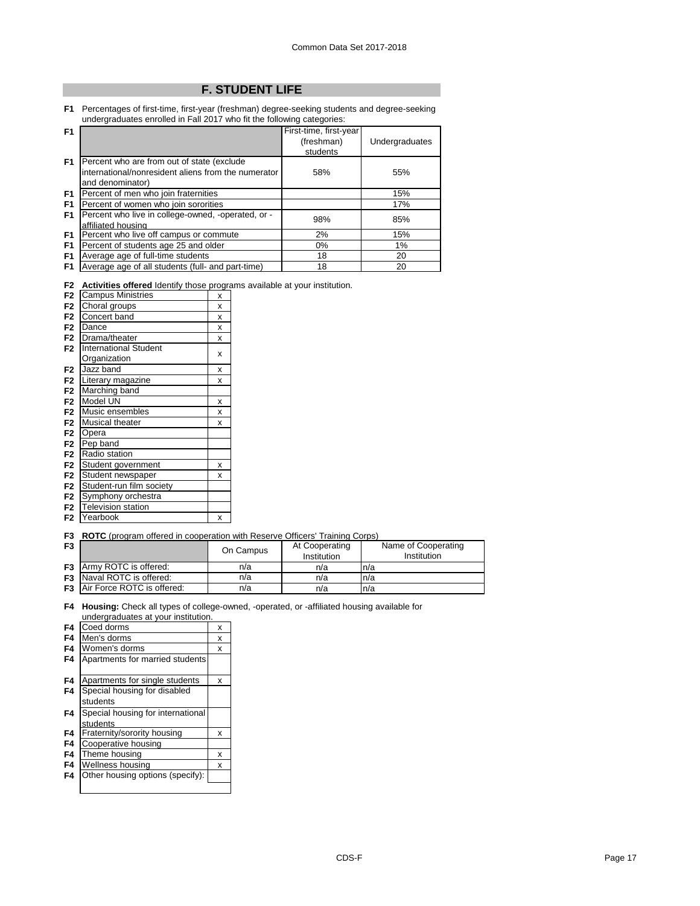## F. STUDENT LIFE

**F1** Percentages of first-time, first-year (freshman) degree-seeking students and degree-seeking undergraduates enrolled in Fall 2017 who fit the following categories:

| | | First-time, first-year (freshman) students | Undergraduates |
|---|---|---|---|
| F1 | Percent who are from out of state (exclude international/nonresident aliens from the numerator and denominator) | 58% | 55% |
| F1 | Percent of men who join fraternities | | 15% |
| F1 | Percent of women who join sororities | | 17% |
| F1 | Percent who live in college-owned, -operated, or -affiliated housing | 98% | 85% |
| F1 | Percent who live off campus or commute | 2% | 15% |
| F1 | Percent of students age 25 and older | 0% | 1% |
| F1 | Average age of full-time students | 18 | 20 |
| F1 | Average age of all students (full- and part-time) | 18 | 20 |

**F2** **Activities offered** Identify those programs available at your institution.

| | | |
|---|---|---|
| F2 | Campus Ministries | x |
| F2 | Choral groups | x |
| F2 | Concert band | x |
| F2 | Dance | x |
| F2 | Drama/theater | x |
| F2 | International Student Organization | x |
| F2 | Jazz band | x |
| F2 | Literary magazine | x |
| F2 | Marching band | |
| F2 | Model UN | x |
| F2 | Music ensembles | x |
| F2 | Musical theater | x |
| F2 | Opera | |
| F2 | Pep band | |
| F2 | Radio station | |
| F2 | Student government | x |
| F2 | Student newspaper | x |
| F2 | Student-run film society | |
| F2 | Symphony orchestra | |
| F2 | Television station | |
| F2 | Yearbook | x |

**F3** **ROTC** (program offered in cooperation with Reserve Officers' Training Corps)

| | | On Campus | At Cooperating Institution | Name of Cooperating Institution |
|---|---|---|---|---|
| F3 | Army ROTC is offered: | n/a | n/a | n/a |
| F3 | Naval ROTC is offered: | n/a | n/a | n/a |
| F3 | Air Force ROTC is offered: | n/a | n/a | n/a |

**F4** **Housing:** Check all types of college-owned, -operated, or -affiliated housing available for undergraduates at your institution.

| | | |
|---|---|---|
| F4 | Coed dorms | x |
| F4 | Men's dorms | x |
| F4 | Women's dorms | x |
| F4 | Apartments for married students | |
| F4 | Apartments for single students | x |
| F4 | Special housing for disabled students | |
| F4 | Special housing for international students | |
| F4 | Fraternity/sorority housing | x |
| F4 | Cooperative housing | |
| F4 | Theme housing | x |
| F4 | Wellness housing | x |
| F4 | Other housing options (specify): | |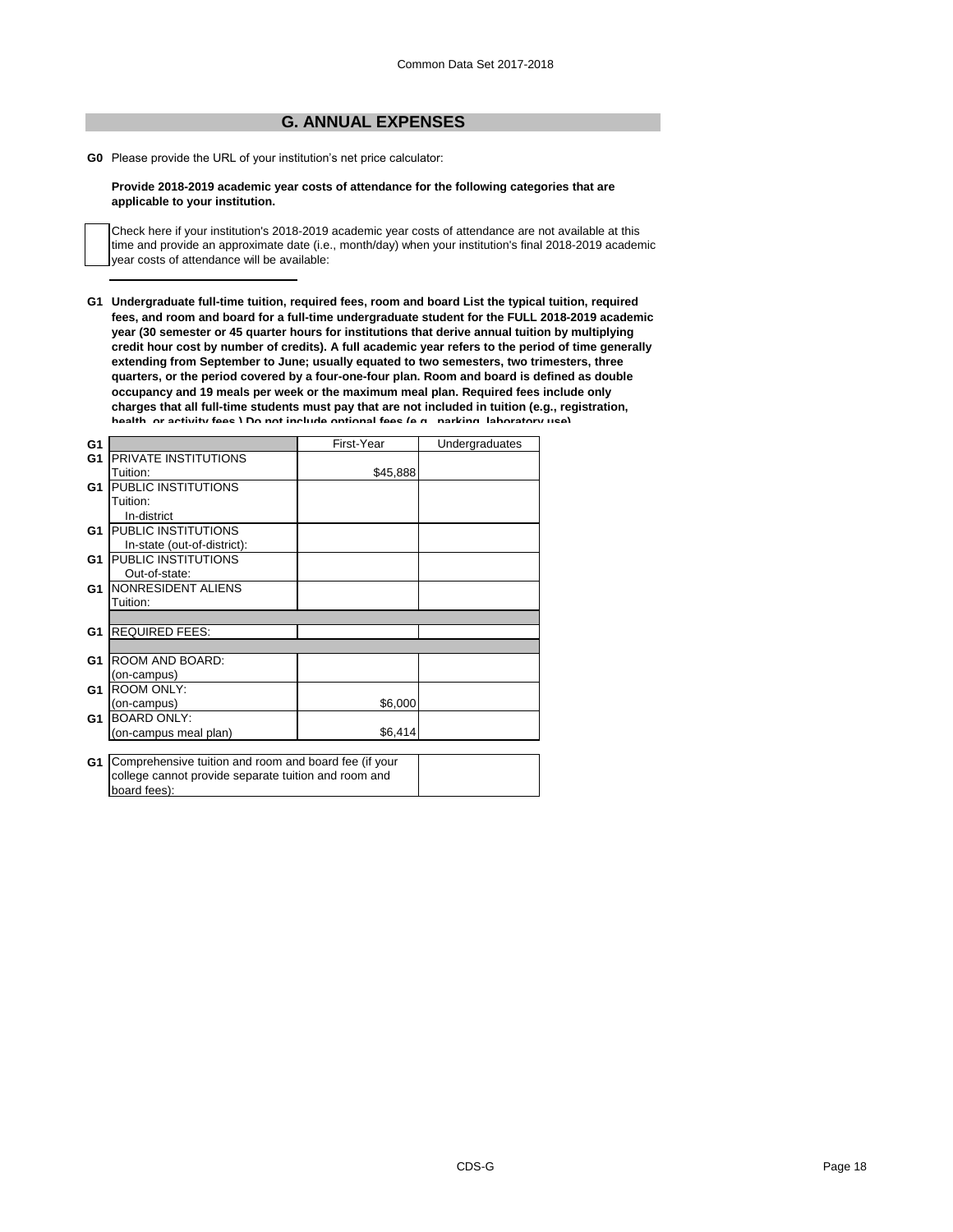## G. ANNUAL EXPENSES

**G0** Please provide the URL of your institution's net price calculator:

**Provide 2018-2019 academic year costs of attendance for the following categories that are applicable to your institution.**

Check here if your institution's 2018-2019 academic year costs of attendance are not available at this time and provide an approximate date (i.e., month/day) when your institution's final 2018-2019 academic year costs of attendance will be available:

**G1 Undergraduate full-time tuition, required fees, room and board List the typical tuition, required fees, and room and board for a full-time undergraduate student for the FULL 2018-2019 academic year (30 semester or 45 quarter hours for institutions that derive annual tuition by multiplying credit hour cost by number of credits). A full academic year refers to the period of time generally extending from September to June; usually equated to two semesters, two trimesters, three quarters, or the period covered by a four-one-four plan. Room and board is defined as double occupancy and 19 meals per week or the maximum meal plan. Required fees include only charges that all full-time students must pay that are not included in tuition (e.g., registration, health, or activity fees.) Do not include optional fees (e.g., parking, laboratory use).**

| | | First-Year | Undergraduates |
|---|---|---|---|
| G1 | PRIVATE INSTITUTIONS<br>Tuition: | $45,888 | |
| G1 | PUBLIC INSTITUTIONS<br>Tuition:<br>In-district | | |
| G1 | PUBLIC INSTITUTIONS<br>In-state (out-of-district): | | |
| G1 | PUBLIC INSTITUTIONS<br>Out-of-state: | | |
| G1 | NONRESIDENT ALIENS<br>Tuition: | | |
| G1 | REQUIRED FEES: | | |
| G1 | ROOM AND BOARD:<br>(on-campus) | | |
| G1 | ROOM ONLY:<br>(on-campus) | $6,000 | |
| G1 | BOARD ONLY:<br>(on-campus meal plan) | $6,414 | |

| | | |
|---|---|---|
| G1 | Comprehensive tuition and room and board fee (if your college cannot provide separate tuition and room and board fees): | |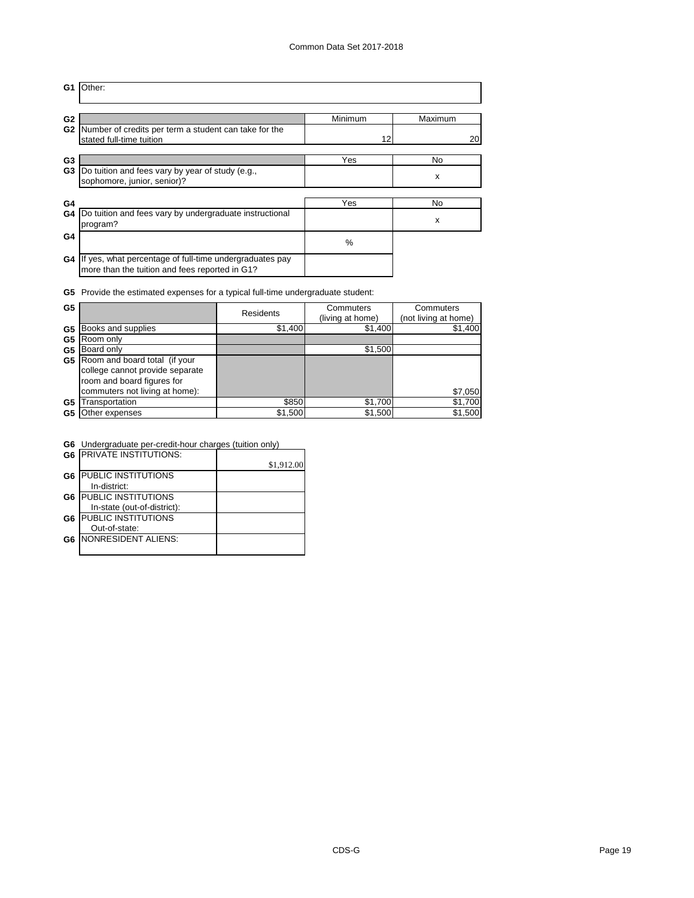| G1 | Other: |
|---|---|

| | | Minimum | Maximum |
|---|---|---|---|
| G2 | Number of credits per term a student can take for the stated full-time tuition | 12 | 20 |

| | | Yes | No |
|---|---|---|---|
| G3 | Do tuition and fees vary by year of study (e.g., sophomore, junior, senior)? | | x |

| | | Yes | No |
|---|---|---|---|
| G4 | Do tuition and fees vary by undergraduate instructional program? | | x |

| | | % |
|---|---|---|
| G4 | If yes, what percentage of full-time undergraduates pay more than the tuition and fees reported in G1? | |

**G5** Provide the estimated expenses for a typical full-time undergraduate student:

| | | Residents | Commuters (living at home) | Commuters (not living at home) |
|---|---|---|---|---|
| G5 | Books and supplies | $1,400 | $1,400 | $1,400 |
| G5 | Room only | | | |
| G5 | Board only | | $1,500 | |
| G5 | Room and board total (if your college cannot provide separate room and board figures for commuters not living at home): | | | $7,050 |
| G5 | Transportation | $850 | $1,700 | $1,700 |
| G5 | Other expenses | $1,500 | $1,500 | $1,500 |

**G6** Undergraduate per-credit-hour charges (tuition only)

| | | |
|---|---|---|
| G6 | PRIVATE INSTITUTIONS: | $1,912.00 |
| G6 | PUBLIC INSTITUTIONS In-district: | |
| G6 | PUBLIC INSTITUTIONS In-state (out-of-district): | |
| G6 | PUBLIC INSTITUTIONS Out-of-state: | |
| G6 | NONRESIDENT ALIENS: | |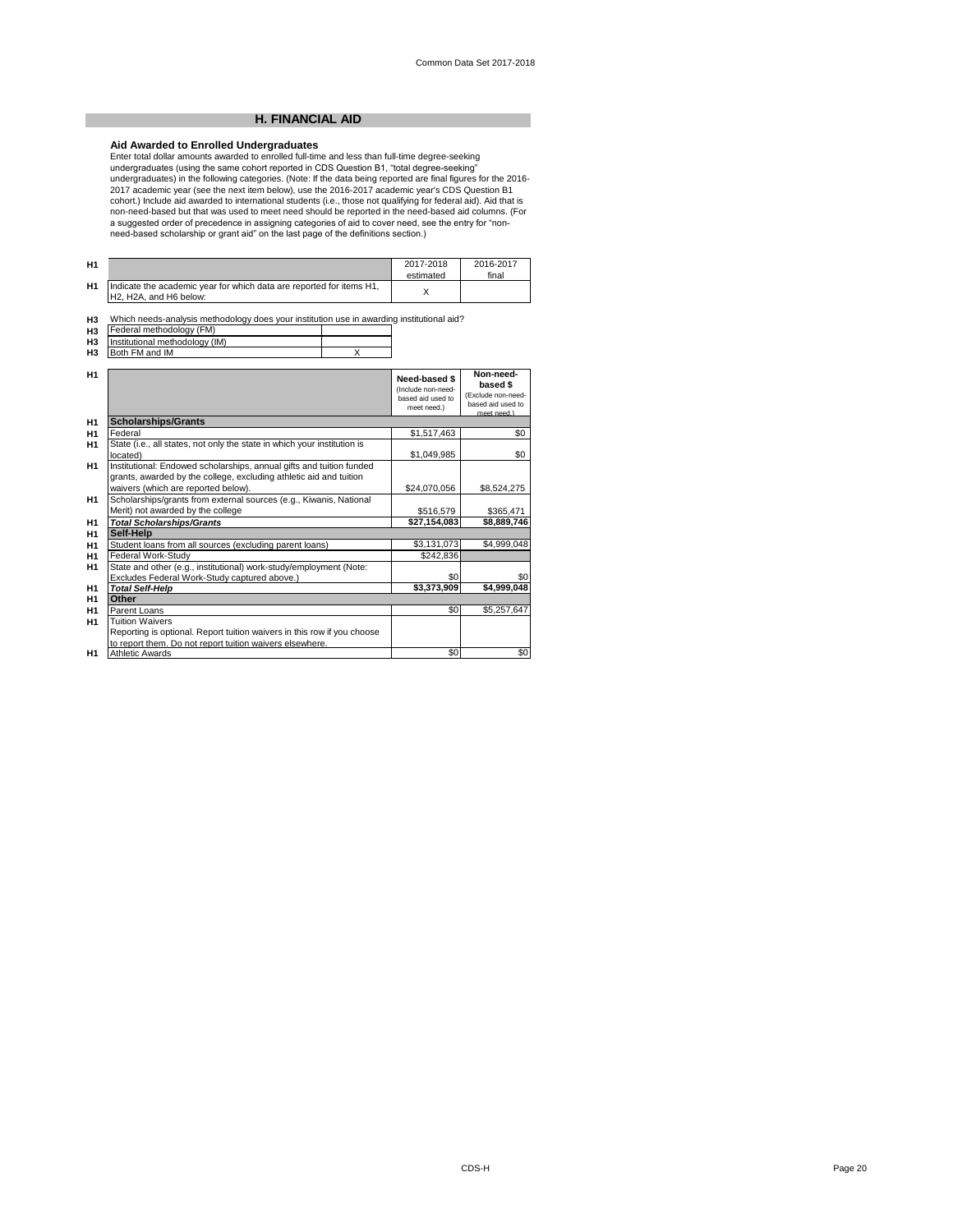## H. FINANCIAL AID

### Aid Awarded to Enrolled Undergraduates

Enter total dollar amounts awarded to enrolled full-time and less than full-time degree-seeking undergraduates (using the same cohort reported in CDS Question B1, "total degree-seeking" undergraduates) in the following categories. (Note: If the data being reported are final figures for the 2016-2017 academic year (see the next item below), use the 2016-2017 academic year's CDS Question B1 cohort.) Include aid awarded to international students (i.e., those not qualifying for federal aid). Aid that is non-need-based but that was used to meet need should be reported in the need-based aid columns. (For a suggested order of precedence in assigning categories of aid to cover need, see the entry for "non-need-based scholarship or grant aid" on the last page of the definitions section.)

| | | 2017-2018 estimated | 2016-2017 final |
|---|---|---|---|
| H1 | Indicate the academic year for which data are reported for items H1, H2, H2A, and H6 below: | X | |

H3 Which needs-analysis methodology does your institution use in awarding institutional aid?

| | | |
|---|---|---|
| H3 | Federal methodology (FM) | |
| H3 | Institutional methodology (IM) | |
| H3 | Both FM and IM | X |

| | | Need-based $ (Include non-need-based aid used to meet need.) | Non-need-based $ (Exclude non-need-based aid used to meet need.) |
|---|---|---|---|
| H1 | **Scholarships/Grants** | | |
| H1 | Federal | $1,517,463 | $0 |
| H1 | State (i.e., all states, not only the state in which your institution is located) | $1,049,985 | $0 |
| H1 | Institutional: Endowed scholarships, annual gifts and tuition funded grants, awarded by the college, excluding athletic aid and tuition waivers (which are reported below). | $24,070,056 | $8,524,275 |
| H1 | Scholarships/grants from external sources (e.g., Kiwanis, National Merit) not awarded by the college | $516,579 | $365,471 |
| H1 | ***Total Scholarships/Grants*** | **$27,154,083** | **$8,889,746** |
| H1 | **Self-Help** | | |
| H1 | Student loans from all sources (excluding parent loans) | $3,131,073 | $4,999,048 |
| H1 | Federal Work-Study | $242,836 | |
| H1 | State and other (e.g., institutional) work-study/employment (Note: Excludes Federal Work-Study captured above.) | $0 | $0 |
| H1 | ***Total Self-Help*** | **$3,373,909** | **$4,999,048** |
| H1 | **Other** | | |
| H1 | Parent Loans | $0 | $5,257,647 |
| H1 | Tuition Waivers<br>Reporting is optional. Report tuition waivers in this row if you choose to report them. Do not report tuition waivers elsewhere. | | |
| H1 | Athletic Awards | $0 | $0 |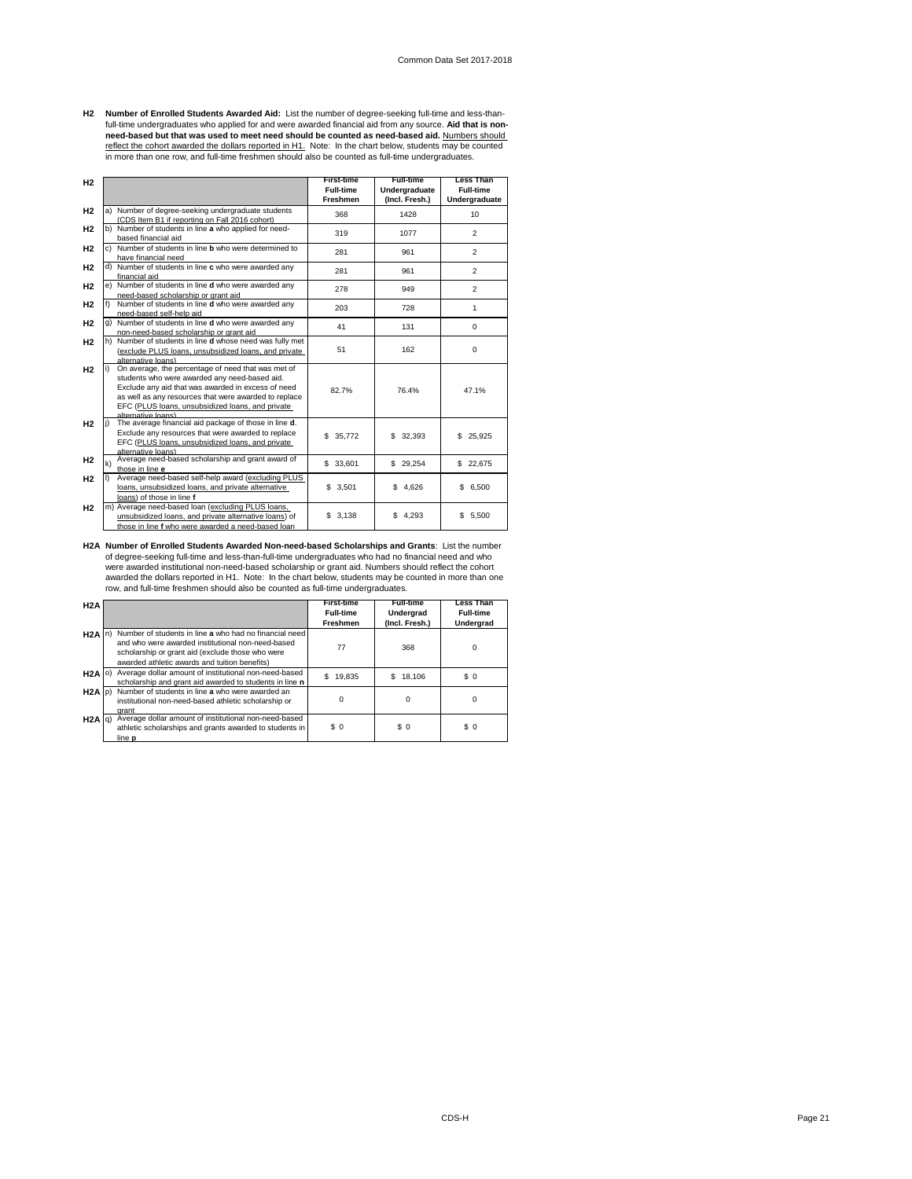**H2 Number of Enrolled Students Awarded Aid:** List the number of degree-seeking full-time and less-than-full-time undergraduates who applied for and were awarded financial aid from any source. **Aid that is non-need-based but that was used to meet need should be counted as need-based aid.** Numbers should reflect the cohort awarded the dollars reported in H1. Note: In the chart below, students may be counted in more than one row, and full-time freshmen should also be counted as full-time undergraduates.

| | | First-time Full-time Freshmen | Full-time Undergraduate (Incl. Fresh.) | Less Than Full-time Undergraduate |
|---|---|---|---|---|
| H2 | a) Number of degree-seeking undergraduate students (CDS Item B1 if reporting on Fall 2016 cohort) | 368 | 1428 | 10 |
| H2 | b) Number of students in line **a** who applied for need-based financial aid | 319 | 1077 | 2 |
| H2 | c) Number of students in line **b** who were determined to have financial need | 281 | 961 | 2 |
| H2 | d) Number of students in line **c** who were awarded any financial aid | 281 | 961 | 2 |
| H2 | e) Number of students in line **d** who were awarded any need-based scholarship or grant aid | 278 | 949 | 2 |
| H2 | f) Number of students in line **d** who were awarded any need-based self-help aid | 203 | 728 | 1 |
| H2 | g) Number of students in line **d** who were awarded any non-need-based scholarship or grant aid | 41 | 131 | 0 |
| H2 | h) Number of students in line **d** whose need was fully met (exclude PLUS loans, unsubsidized loans, and private alternative loans) | 51 | 162 | 0 |
| H2 | i) On average, the percentage of need that was met of students who were awarded any need-based aid. Exclude any aid that was awarded in excess of need as well as any resources that were awarded to replace EFC (PLUS loans, unsubsidized loans, and private alternative loans) | 82.7% | 76.4% | 47.1% |
| H2 | j) The average financial aid package of those in line **d**. Exclude any resources that were awarded to replace EFC (PLUS loans, unsubsidized loans, and private alternative loans) | $ 35,772 | $ 32,393 | $ 25,925 |
| H2 | k) Average need-based scholarship and grant award of those in line **e** | $ 33,601 | $ 29,254 | $ 22,675 |
| H2 | l) Average need-based self-help award (excluding PLUS loans, unsubsidized loans, and private alternative loans) of those in line **f** | $ 3,501 | $ 4,626 | $ 6,500 |
| H2 | m) Average need-based loan (excluding PLUS loans, unsubsidized loans, and private alternative loans) of those in line **f** who were awarded a need-based loan | $ 3,138 | $ 4,293 | $ 5,500 |

**H2A Number of Enrolled Students Awarded Non-need-based Scholarships and Grants**: List the number of degree-seeking full-time and less-than-full-time undergraduates who had no financial need and who were awarded institutional non-need-based scholarship or grant aid. Numbers should reflect the cohort awarded the dollars reported in H1. Note: In the chart below, students may be counted in more than one row, and full-time freshmen should also be counted as full-time undergraduates.

| | | First-time Full-time Freshmen | Full-time Undergrad (Incl. Fresh.) | Less Than Full-time Undergrad |
|---|---|---|---|---|
| H2A | n) Number of students in line **a** who had no financial need and who were awarded institutional non-need-based scholarship or grant aid (exclude those who were awarded athletic awards and tuition benefits) | 77 | 368 | 0 |
| H2A | o) Average dollar amount of institutional non-need-based scholarship and grant aid awarded to students in line **n** | $ 19,835 | $ 18,106 | $ 0 |
| H2A | p) Number of students in line **a** who were awarded an institutional non-need-based athletic scholarship or grant | 0 | 0 | 0 |
| H2A | q) Average dollar amount of institutional non-need-based athletic scholarships and grants awarded to students in line **p** | $ 0 | $ 0 | $ 0 |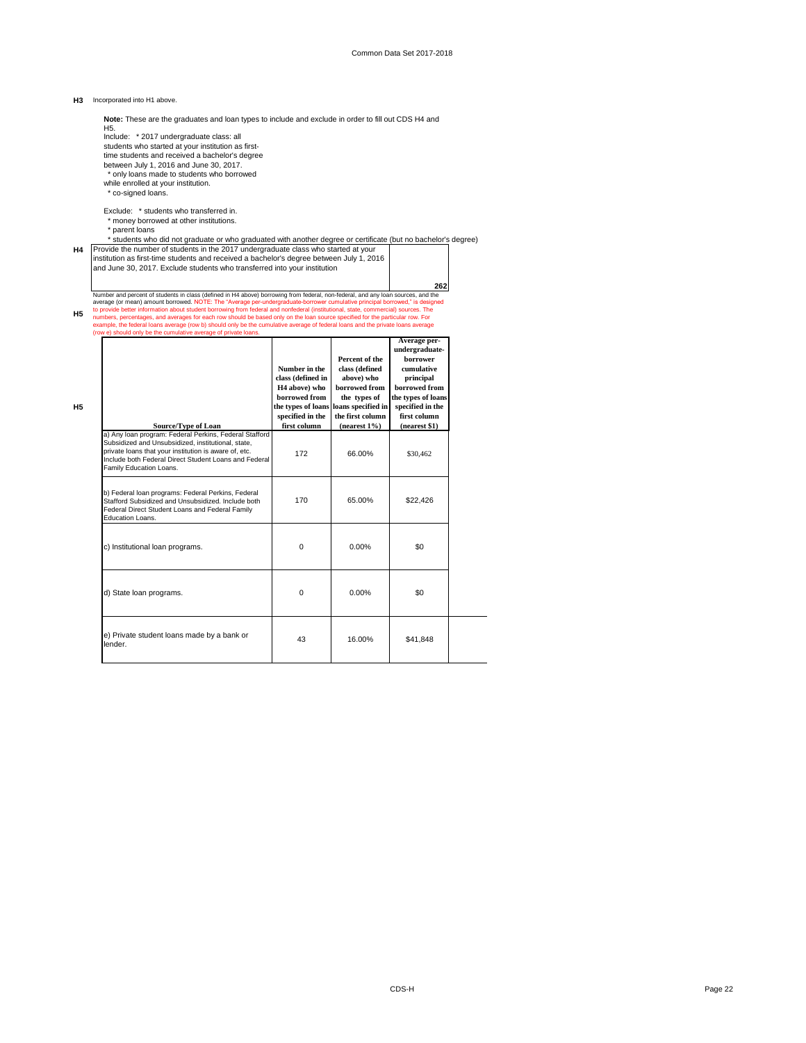**H3** Incorporated into H1 above.

**Note:** These are the graduates and loan types to include and exclude in order to fill out CDS H4 and H5.

Include: * 2017 undergraduate class: all students who started at your institution as first-time students and received a bachelor's degree between July 1, 2016 and June 30, 2017.
* only loans made to students who borrowed while enrolled at your institution.
* co-signed loans.

Exclude: * students who transferred in.
* money borrowed at other institutions.
* parent loans
* students who did not graduate or who graduated with another degree or certificate (but no bachelor's degree)

**H4** Provide the number of students in the 2017 undergraduate class who started at your institution as first-time students and received a bachelor's degree between July 1, 2016 and June 30, 2017. Exclude students who transferred into your institution: **262**

**H5** Number and percent of students in class (defined in H4 above) borrowing from federal, non-federal, and any loan sources, and the average (or mean) amount borrowed. NOTE: The "Average per-undergraduate-borrower cumulative principal borrowed," is designed to provide better information about student borrowing from federal and nonfederal (institutional, state, commercial) sources. The numbers, percentages, and averages for each row should be based only on the loan source specified for the particular row. For example, the federal loans average (row b) should only be the cumulative average of federal loans and the private loans average (row e) should only be the cumulative average of private loans.

| Source/Type of Loan | Number in the class (defined in H4 above) who borrowed from the types of loans specified in the first column | Percent of the class (defined above) who borrowed from the types of loans specified in the first column (nearest 1%) | Average per-undergraduate-borrower cumulative principal borrowed from the types of loans specified in the first column (nearest $1) |
|---|---|---|---|
| a) Any loan program: Federal Perkins, Federal Stafford Subsidized and Unsubsidized, institutional, state, private loans that your institution is aware of, etc. Include both Federal Direct Student Loans and Federal Family Education Loans. | 172 | 66.00% | $30,462 |
| b) Federal loan programs: Federal Perkins, Federal Stafford Subsidized and Unsubsidized. Include both Federal Direct Student Loans and Federal Family Education Loans. | 170 | 65.00% | $22,426 |
| c) Institutional loan programs. | 0 | 0.00% | $0 |
| d) State loan programs. | 0 | 0.00% | $0 |
| e) Private student loans made by a bank or lender. | 43 | 16.00% | $41,848 |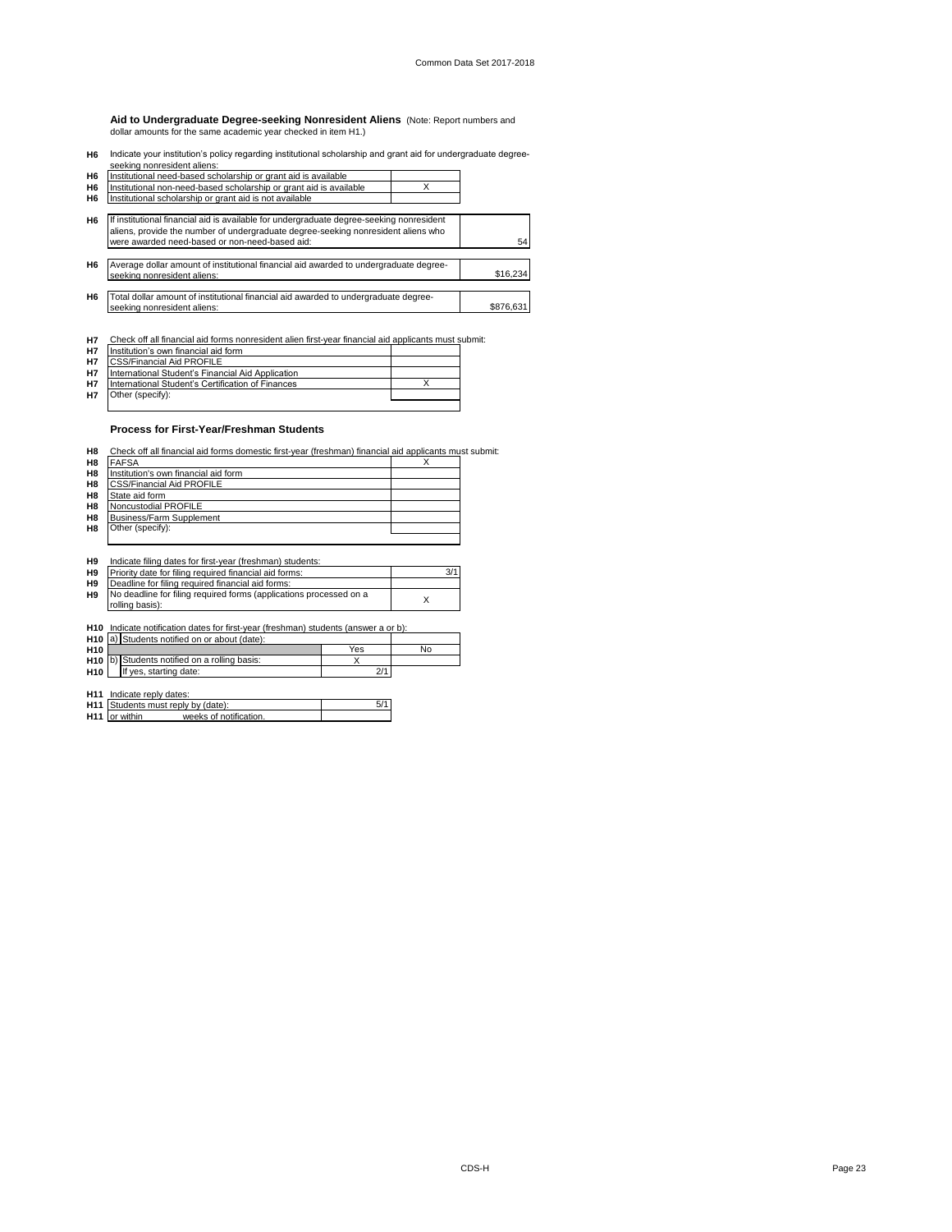### Aid to Undergraduate Degree-seeking Nonresident Aliens (Note: Report numbers and dollar amounts for the same academic year checked in item H1.)

**H6** Indicate your institution's policy regarding institutional scholarship and grant aid for undergraduate degree-seeking nonresident aliens:

| | | |
|---|---|---|
| **H6** | Institutional need-based scholarship or grant aid is available | |
| **H6** | Institutional non-need-based scholarship or grant aid is available | X |
| **H6** | Institutional scholarship or grant aid is not available | |

| | | |
|---|---|---|
| **H6** | If institutional financial aid is available for undergraduate degree-seeking nonresident aliens, provide the number of undergraduate degree-seeking nonresident aliens who were awarded need-based or non-need-based aid: | 54 |
| **H6** | Average dollar amount of institutional financial aid awarded to undergraduate degree-seeking nonresident aliens: | $16,234 |
| **H6** | Total dollar amount of institutional financial aid awarded to undergraduate degree-seeking nonresident aliens: | $876,631 |

**H7** Check off all financial aid forms nonresident alien first-year financial aid applicants must submit:

| | | |
|---|---|---|
| **H7** | Institution's own financial aid form | |
| **H7** | CSS/Financial Aid PROFILE | |
| **H7** | International Student's Financial Aid Application | |
| **H7** | International Student's Certification of Finances | X |
| **H7** | Other (specify): | |

### Process for First-Year/Freshman Students

**H8** Check off all financial aid forms domestic first-year (freshman) financial aid applicants must submit:

| | | |
|---|---|---|
| **H8** | FAFSA | X |
| **H8** | Institution's own financial aid form | |
| **H8** | CSS/Financial Aid PROFILE | |
| **H8** | State aid form | |
| **H8** | Noncustodial PROFILE | |
| **H8** | Business/Farm Supplement | |
| **H8** | Other (specify): | |

**H9** Indicate filing dates for first-year (freshman) students:

| | | |
|---|---|---|
| **H9** | Priority date for filing required financial aid forms: | 3/1 |
| **H9** | Deadline for filing required financial aid forms: | |
| **H9** | No deadline for filing required forms (applications processed on a rolling basis): | X |

**H10** Indicate notification dates for first-year (freshman) students (answer a or b):

| | | | |
|---|---|---|---|
| **H10** | a) Students notified on or about (date): | | |
| **H10** | | Yes | No |
| **H10** | b) Students notified on a rolling basis: | X | |
| **H10** | If yes, starting date: | 2/1 | |

**H11** Indicate reply dates:

| | | |
|---|---|---|
| **H11** | Students must reply by (date): | 5/1 |
| **H11** | or within weeks of notification. | |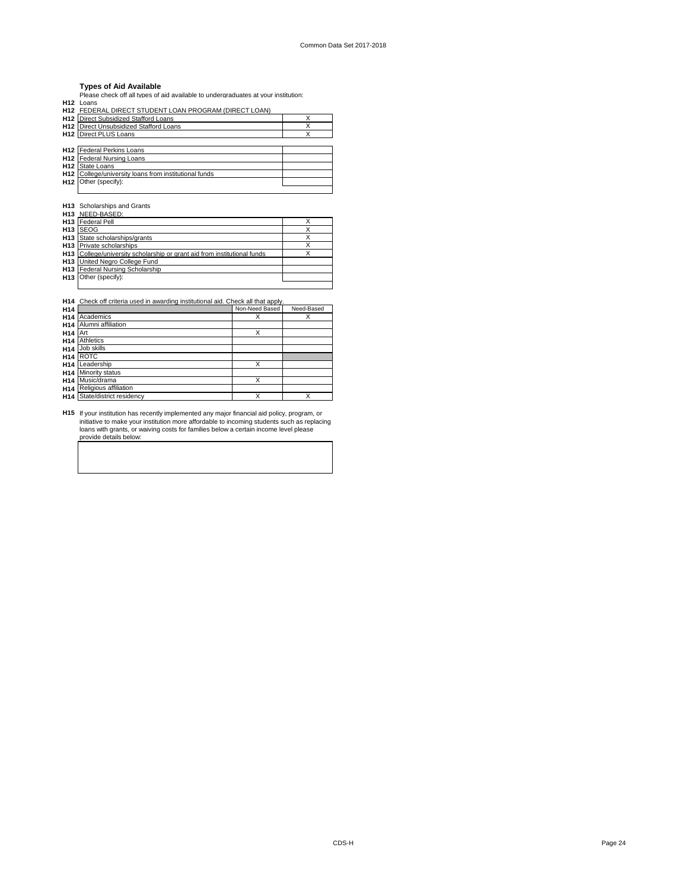### Types of Aid Available

Please check off all types of aid available to undergraduates at your institution:

**H12** Loans

**H12** FEDERAL DIRECT STUDENT LOAN PROGRAM (DIRECT LOAN)

| | | |
|---|---|---|
| **H12** | Direct Subsidized Stafford Loans | X |
| **H12** | Direct Unsubsidized Stafford Loans | X |
| **H12** | Direct PLUS Loans | X |

| | | |
|---|---|---|
| **H12** | Federal Perkins Loans | |
| **H12** | Federal Nursing Loans | |
| **H12** | State Loans | |
| **H12** | College/university loans from institutional funds | |
| **H12** | Other (specify): | |

**H13** Scholarships and Grants

**H13** NEED-BASED:

| | | |
|---|---|---|
| **H13** | Federal Pell | X |
| **H13** | SEOG | X |
| **H13** | State scholarships/grants | X |
| **H13** | Private scholarships | X |
| **H13** | College/university scholarship or grant aid from institutional funds | X |
| **H13** | United Negro College Fund | |
| **H13** | Federal Nursing Scholarship | |
| **H13** | Other (specify): | |

**H14** Check off criteria used in awarding institutional aid. Check all that apply.

| | | Non-Need Based | Need-Based |
|---|---|---|---|
| **H14** | Academics | X | X |
| **H14** | Alumni affiliation | | |
| **H14** | Art | X | |
| **H14** | Athletics | | |
| **H14** | Job skills | | |
| **H14** | ROTC | | |
| **H14** | Leadership | X | |
| **H14** | Minority status | | |
| **H14** | Music/drama | X | |
| **H14** | Religious affiliation | | |
| **H14** | State/district residency | X | X |

**H15** If your institution has recently implemented any major financial aid policy, program, or initiative to make your institution more affordable to incoming students such as replacing loans with grants, or waiving costs for families below a certain income level please provide details below: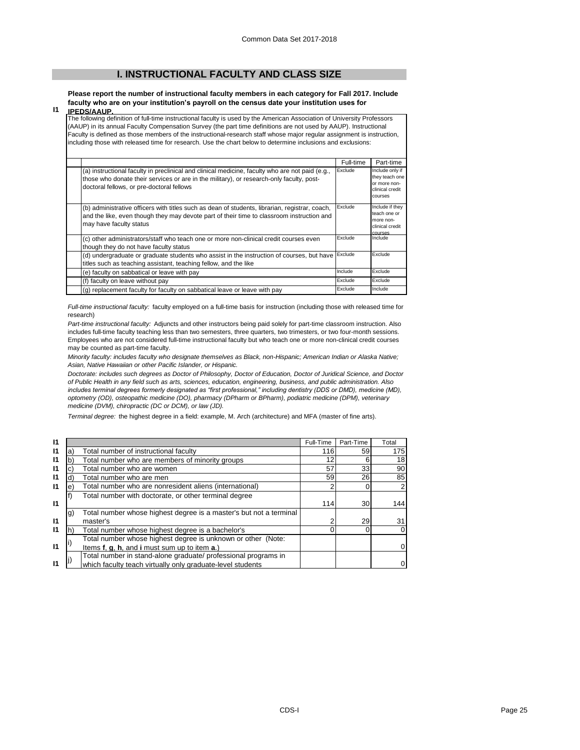## I. INSTRUCTIONAL FACULTY AND CLASS SIZE

**I1** **Please report the number of instructional faculty members in each category for Fall 2017. Include faculty who are on your institution's payroll on the census date your institution uses for IPEDS/AAUP.**

The following definition of full-time instructional faculty is used by the American Association of University Professors (AAUP) in its annual Faculty Compensation Survey (the part time definitions are not used by AAUP). Instructional Faculty is defined as those members of the instructional-research staff whose major regular assignment is instruction, including those with released time for research. Use the chart below to determine inclusions and exclusions:

| | Full-time | Part-time |
|---|---|---|
| (a) instructional faculty in preclinical and clinical medicine, faculty who are not paid (e.g., those who donate their services or are in the military), or research-only faculty, post-doctoral fellows, or pre-doctoral fellows | Exclude | Include only if they teach one or more non-clinical credit courses |
| (b) administrative officers with titles such as dean of students, librarian, registrar, coach, and the like, even though they may devote part of their time to classroom instruction and may have faculty status | Exclude | Include if they teach one or more non-clinical credit courses |
| (c) other administrators/staff who teach one or more non-clinical credit courses even though they do not have faculty status | Exclude | Include |
| (d) undergraduate or graduate students who assist in the instruction of courses, but have titles such as teaching assistant, teaching fellow, and the like | Exclude | Exclude |
| (e) faculty on sabbatical or leave with pay | Include | Exclude |
| (f) faculty on leave without pay | Exclude | Exclude |
| (g) replacement faculty for faculty on sabbatical leave or leave with pay | Exclude | Include |

*Full-time instructional faculty:* faculty employed on a full-time basis for instruction (including those with released time for research)

*Part-time instructional faculty:* Adjuncts and other instructors being paid solely for part-time classroom instruction. Also includes full-time faculty teaching less than two semesters, three quarters, two trimesters, or two four-month sessions. Employees who are not considered full-time instructional faculty but who teach one or more non-clinical credit courses may be counted as part-time faculty.

*Minority faculty: includes faculty who designate themselves as Black, non-Hispanic; American Indian or Alaska Native; Asian, Native Hawaiian or other Pacific Islander, or Hispanic.*

*Doctorate: includes such degrees as Doctor of Philosophy, Doctor of Education, Doctor of Juridical Science, and Doctor of Public Health in any field such as arts, sciences, education, engineering, business, and public administration. Also includes terminal degrees formerly designated as "first professional," including dentistry (DDS or DMD), medicine (MD), optometry (OD), osteopathic medicine (DO), pharmacy (DPharm or BPharm), podiatric medicine (DPM), veterinary medicine (DVM), chiropractic (DC or DCM), or law (JD).*

*Terminal degree:* the highest degree in a field: example, M. Arch (architecture) and MFA (master of fine arts).

| | | | Full-Time | Part-Time | Total |
|---|---|---|---|---|---|
| I1 | a) | Total number of instructional faculty | 116 | 59 | 175 |
| I1 | b) | Total number who are members of minority groups | 12 | 6 | 18 |
| I1 | c) | Total number who are women | 57 | 33 | 90 |
| I1 | d) | Total number who are men | 59 | 26 | 85 |
| I1 | e) | Total number who are nonresident aliens (international) | 2 | 0 | 2 |
| I1 | f) | Total number with doctorate, or other terminal degree | 114 | 30 | 144 |
| I1 | g) | Total number whose highest degree is a master's but not a terminal master's | 2 | 29 | 31 |
| I1 | h) | Total number whose highest degree is a bachelor's | 0 | 0 | 0 |
| I1 | i) | Total number whose highest degree is unknown or other (Note: Items **f**, **g**, **h**, and **i** must sum up to item **a**.) | | | 0 |
| I1 | j) | Total number in stand-alone graduate/ professional programs in which faculty teach virtually only graduate-level students | | | 0 |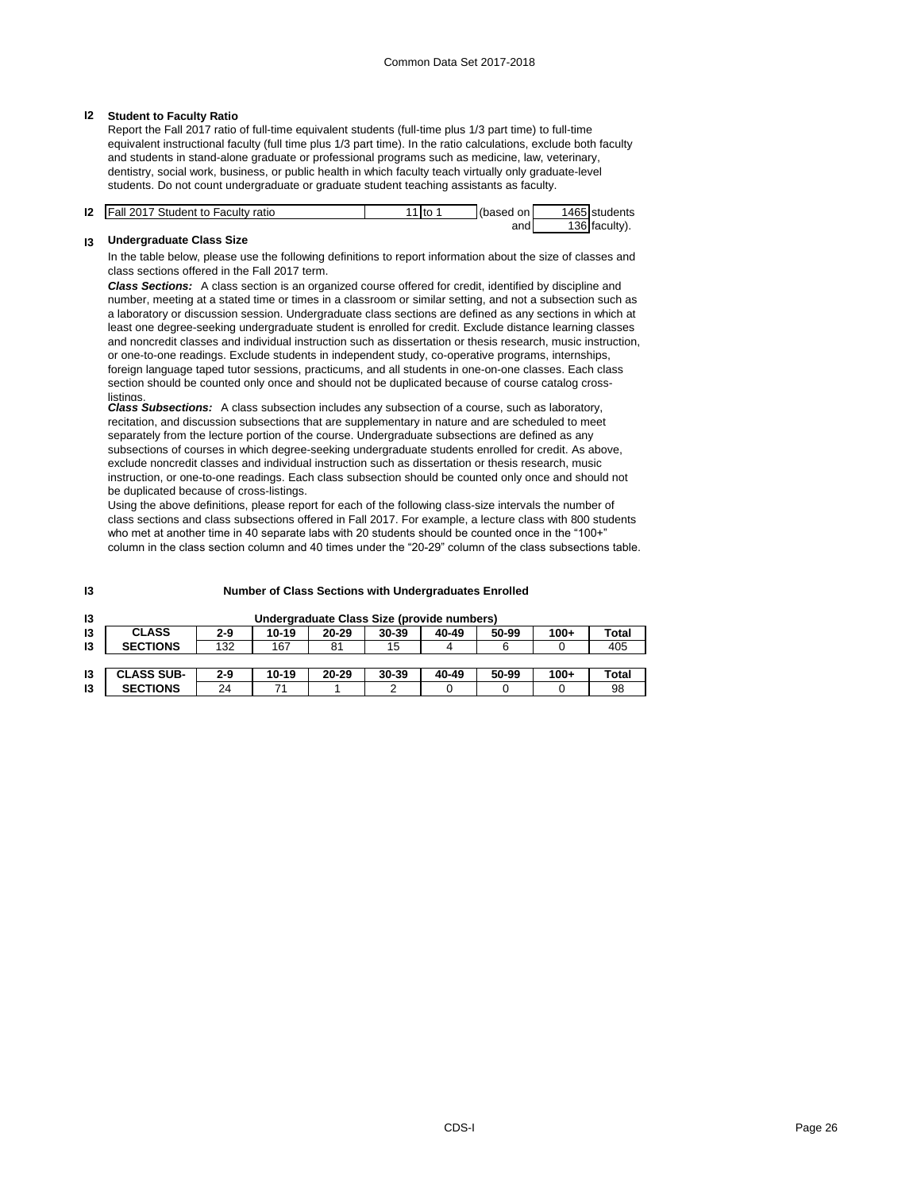## I2 Student to Faculty Ratio

Report the Fall 2017 ratio of full-time equivalent students (full-time plus 1/3 part time) to full-time equivalent instructional faculty (full time plus 1/3 part time). In the ratio calculations, exclude both faculty and students in stand-alone graduate or professional programs such as medicine, law, veterinary, dentistry, social work, business, or public health in which faculty teach virtually only graduate-level students. Do not count undergraduate or graduate student teaching assistants as faculty.

| I2 | Fall 2017 Student to Faculty ratio | 11 | to 1 | (based on | 1465 | students |
|---|---|---|---|---|---|---|
| | | | | and | 136 | faculty). |

## I3 Undergraduate Class Size

In the table below, please use the following definitions to report information about the size of classes and class sections offered in the Fall 2017 term.

***Class Sections:*** A class section is an organized course offered for credit, identified by discipline and number, meeting at a stated time or times in a classroom or similar setting, and not a subsection such as a laboratory or discussion session. Undergraduate class sections are defined as any sections in which at least one degree-seeking undergraduate student is enrolled for credit. Exclude distance learning classes and noncredit classes and individual instruction such as dissertation or thesis research, music instruction, or one-to-one readings. Exclude students in independent study, co-operative programs, internships, foreign language taped tutor sessions, practicums, and all students in one-on-one classes. Each class section should be counted only once and should not be duplicated because of course catalog cross-listings.

***Class Subsections:*** A class subsection includes any subsection of a course, such as laboratory, recitation, and discussion subsections that are supplementary in nature and are scheduled to meet separately from the lecture portion of the course. Undergraduate subsections are defined as any subsections of courses in which degree-seeking undergraduate students enrolled for credit. As above, exclude noncredit classes and individual instruction such as dissertation or thesis research, music instruction, or one-to-one readings. Each class subsection should be counted only once and should not be duplicated because of cross-listings.

Using the above definitions, please report for each of the following class-size intervals the number of class sections and class subsections offered in Fall 2017. For example, a lecture class with 800 students who met at another time in 40 separate labs with 20 students should be counted once in the "100+" column in the class section column and 40 times under the "20-29" column of the class subsections table.

**I3 Number of Class Sections with Undergraduates Enrolled**

**Undergraduate Class Size (provide numbers)**

| | 2-9 | 10-19 | 20-29 | 30-39 | 40-49 | 50-99 | 100+ | Total |
|---|---|---|---|---|---|---|---|---|
| **CLASS SECTIONS** | 132 | 167 | 81 | 15 | 4 | 6 | 0 | 405 |

| | 2-9 | 10-19 | 20-29 | 30-39 | 40-49 | 50-99 | 100+ | Total |
|---|---|---|---|---|---|---|---|---|
| **CLASS SUB-SECTIONS** | 24 | 71 | 1 | 2 | 0 | 0 | 0 | 98 |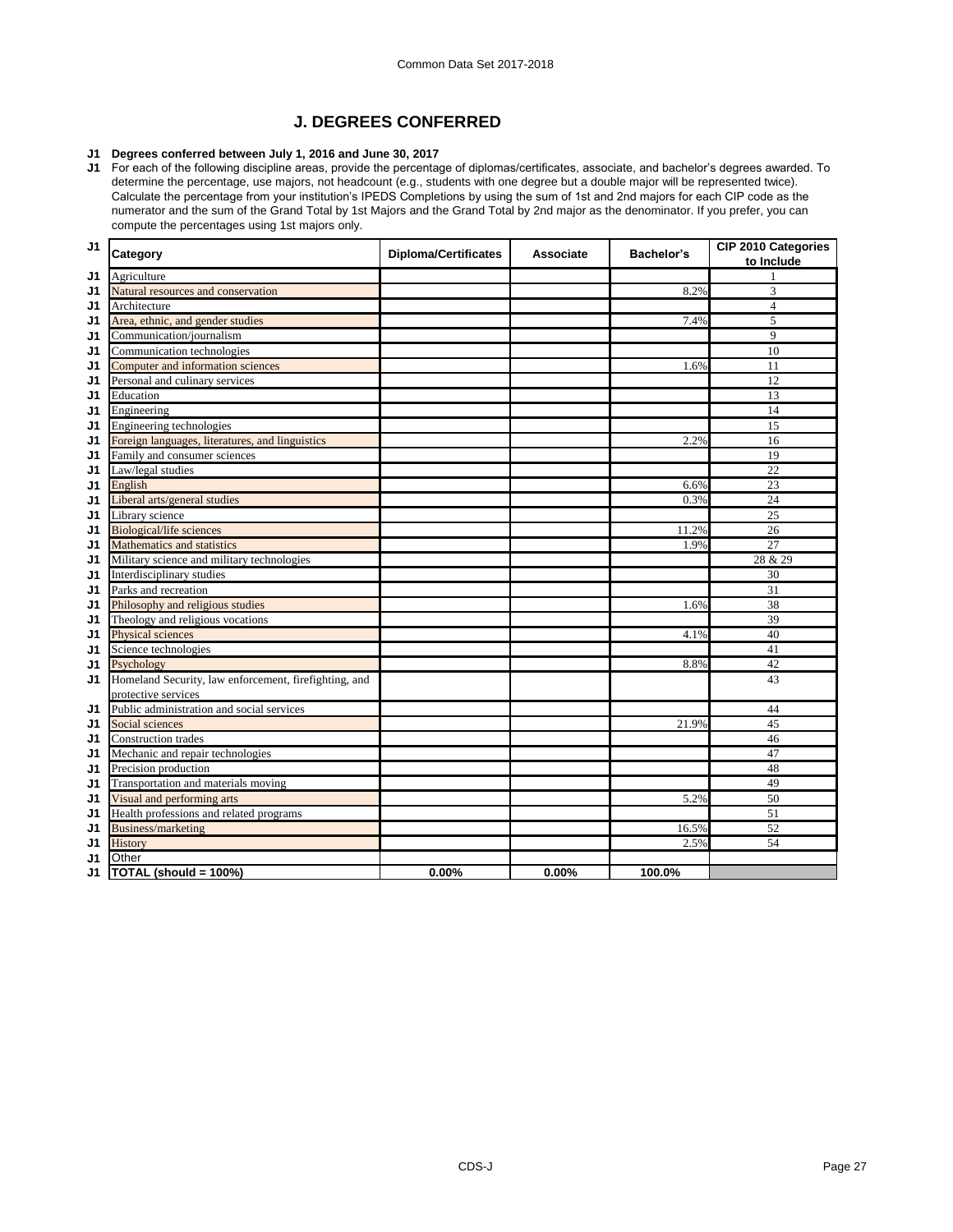## J. DEGREES CONFERRED

**J1 Degrees conferred between July 1, 2016 and June 30, 2017**

J1 For each of the following discipline areas, provide the percentage of diplomas/certificates, associate, and bachelor's degrees awarded. To determine the percentage, use majors, not headcount (e.g., students with one degree but a double major will be represented twice). Calculate the percentage from your institution's IPEDS Completions by using the sum of 1st and 2nd majors for each CIP code as the numerator and the sum of the Grand Total by 1st Majors and the Grand Total by 2nd major as the denominator. If you prefer, you can compute the percentages using 1st majors only.

| J1 | Category | Diploma/Certificates | Associate | Bachelor's | CIP 2010 Categories to Include |
|---|---|---|---|---|---|
| J1 | Agriculture | | | | 1 |
| J1 | Natural resources and conservation | | | 8.2% | 3 |
| J1 | Architecture | | | | 4 |
| J1 | Area, ethnic, and gender studies | | | 7.4% | 5 |
| J1 | Communication/journalism | | | | 9 |
| J1 | Communication technologies | | | | 10 |
| J1 | Computer and information sciences | | | 1.6% | 11 |
| J1 | Personal and culinary services | | | | 12 |
| J1 | Education | | | | 13 |
| J1 | Engineering | | | | 14 |
| J1 | Engineering technologies | | | | 15 |
| J1 | Foreign languages, literatures, and linguistics | | | 2.2% | 16 |
| J1 | Family and consumer sciences | | | | 19 |
| J1 | Law/legal studies | | | | 22 |
| J1 | English | | | 6.6% | 23 |
| J1 | Liberal arts/general studies | | | 0.3% | 24 |
| J1 | Library science | | | | 25 |
| J1 | Biological/life sciences | | | 11.2% | 26 |
| J1 | Mathematics and statistics | | | 1.9% | 27 |
| J1 | Military science and military technologies | | | | 28 & 29 |
| J1 | Interdisciplinary studies | | | | 30 |
| J1 | Parks and recreation | | | | 31 |
| J1 | Philosophy and religious studies | | | 1.6% | 38 |
| J1 | Theology and religious vocations | | | | 39 |
| J1 | Physical sciences | | | 4.1% | 40 |
| J1 | Science technologies | | | | 41 |
| J1 | Psychology | | | 8.8% | 42 |
| J1 | Homeland Security, law enforcement, firefighting, and protective services | | | | 43 |
| J1 | Public administration and social services | | | | 44 |
| J1 | Social sciences | | | 21.9% | 45 |
| J1 | Construction trades | | | | 46 |
| J1 | Mechanic and repair technologies | | | | 47 |
| J1 | Precision production | | | | 48 |
| J1 | Transportation and materials moving | | | | 49 |
| J1 | Visual and performing arts | | | 5.2% | 50 |
| J1 | Health professions and related programs | | | | 51 |
| J1 | Business/marketing | | | 16.5% | 52 |
| J1 | History | | | 2.5% | 54 |
| J1 | Other | | | | |
| J1 | **TOTAL (should = 100%)** | **0.00%** | **0.00%** | **100.0%** | |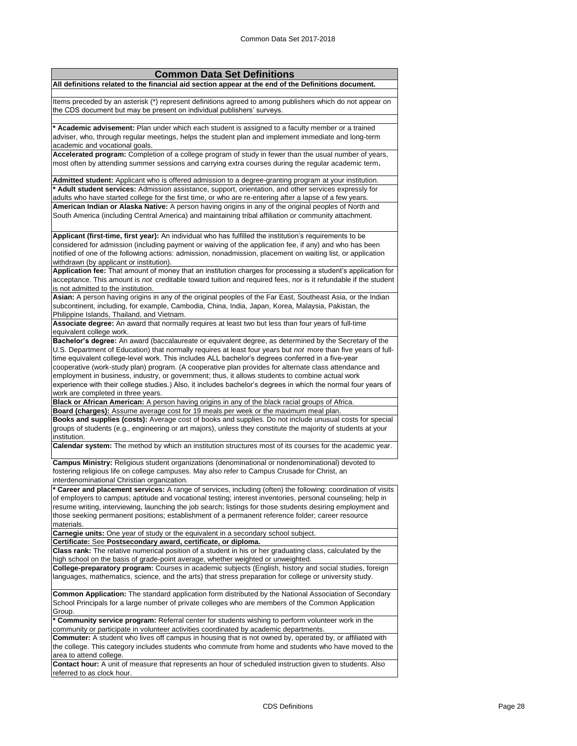## Common Data Set Definitions

**All definitions related to the financial aid section appear at the end of the Definitions document.**

Items preceded by an asterisk (*) represent definitions agreed to among publishers which do not appear on the CDS document but may be present on individual publishers' surveys.

**\* Academic advisement:** Plan under which each student is assigned to a faculty member or a trained adviser, who, through regular meetings, helps the student plan and implement immediate and long-term academic and vocational goals.

**Accelerated program:** Completion of a college program of study in fewer than the usual number of years, most often by attending summer sessions and carrying extra courses during the regular academic term.

**Admitted student:** Applicant who is offered admission to a degree-granting program at your institution.

**\* Adult student services:** Admission assistance, support, orientation, and other services expressly for adults who have started college for the first time, or who are re-entering after a lapse of a few years.

**American Indian or Alaska Native:** A person having origins in any of the original peoples of North and South America (including Central America) and maintaining tribal affiliation or community attachment.

**Applicant (first-time, first year):** An individual who has fulfilled the institution's requirements to be considered for admission (including payment or waiving of the application fee, if any) and who has been notified of one of the following actions: admission, nonadmission, placement on waiting list, or application withdrawn (by applicant or institution).

**Application fee:** That amount of money that an institution charges for processing a student's application for acceptance. This amount is *not* creditable toward tuition and required fees, nor is it refundable if the student is not admitted to the institution.

**Asian:** A person having origins in any of the original peoples of the Far East, Southeast Asia, or the Indian subcontinent, including, for example, Cambodia, China, India, Japan, Korea, Malaysia, Pakistan, the Philippine Islands, Thailand, and Vietnam.

**Associate degree:** An award that normally requires at least two but less than four years of full-time equivalent college work.

**Bachelor's degree:** An award (baccalaureate or equivalent degree, as determined by the Secretary of the U.S. Department of Education) that normally requires at least four years but *not* more than five years of full-time equivalent college-level work. This includes ALL bachelor's degrees conferred in a five-year cooperative (work-study plan) program. (A cooperative plan provides for alternate class attendance and employment in business, industry, or government; thus, it allows students to combine actual work experience with their college studies.) Also, it includes bachelor's degrees in which the normal four years of work are completed in three years.

**Black or African American:** A person having origins in any of the black racial groups of Africa.

**Board (charges):** Assume average cost for 19 meals per week or the maximum meal plan.

**Books and supplies (costs):** Average cost of books and supplies. Do not include unusual costs for special groups of students (e.g., engineering or art majors), unless they constitute the majority of students at your institution.

**Calendar system:** The method by which an institution structures most of its courses for the academic year.

**Campus Ministry:** Religious student organizations (denominational or nondenominational) devoted to fostering religious life on college campuses. May also refer to Campus Crusade for Christ, an interdenominational Christian organization.

**\* Career and placement services:** A range of services, including (often) the following: coordination of visits of employers to campus; aptitude and vocational testing; interest inventories, personal counseling; help in resume writing, interviewing, launching the job search; listings for those students desiring employment and those seeking permanent positions; establishment of a permanent reference folder; career resource materials.

**Carnegie units:** One year of study or the equivalent in a secondary school subject.

**Certificate:** See **Postsecondary award, certificate, or diploma.**

**Class rank:** The relative numerical position of a student in his or her graduating class, calculated by the high school on the basis of grade-point average, whether weighted or unweighted.

**College-preparatory program:** Courses in academic subjects (English, history and social studies, foreign languages, mathematics, science, and the arts) that stress preparation for college or university study.

**Common Application:** The standard application form distributed by the National Association of Secondary School Principals for a large number of private colleges who are members of the Common Application Group.

**\* Community service program:** Referral center for students wishing to perform volunteer work in the community or participate in volunteer activities coordinated by academic departments.

**Commuter:** A student who lives off campus in housing that is not owned by, operated by, or affiliated with the college. This category includes students who commute from home and students who have moved to the area to attend college.

**Contact hour:** A unit of measure that represents an hour of scheduled instruction given to students. Also referred to as clock hour.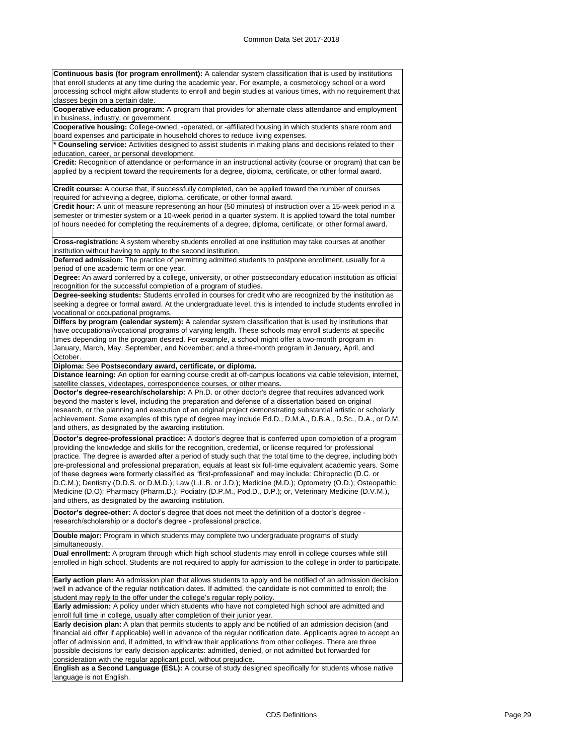**Continuous basis (for program enrollment):** A calendar system classification that is used by institutions that enroll students at any time during the academic year. For example, a cosmetology school or a word processing school might allow students to enroll and begin studies at various times, with no requirement that classes begin on a certain date.

**Cooperative education program:** A program that provides for alternate class attendance and employment in business, industry, or government.

**Cooperative housing:** College-owned, -operated, or -affiliated housing in which students share room and board expenses and participate in household chores to reduce living expenses.

**\* Counseling service:** Activities designed to assist students in making plans and decisions related to their education, career, or personal development.

**Credit:** Recognition of attendance or performance in an instructional activity (course or program) that can be applied by a recipient toward the requirements for a degree, diploma, certificate, or other formal award.

**Credit course:** A course that, if successfully completed, can be applied toward the number of courses required for achieving a degree, diploma, certificate, or other formal award.

**Credit hour:** A unit of measure representing an hour (50 minutes) of instruction over a 15-week period in a semester or trimester system or a 10-week period in a quarter system. It is applied toward the total number of hours needed for completing the requirements of a degree, diploma, certificate, or other formal award.

**Cross-registration:** A system whereby students enrolled at one institution may take courses at another institution without having to apply to the second institution.

**Deferred admission:** The practice of permitting admitted students to postpone enrollment, usually for a period of one academic term or one year.

**Degree:** An award conferred by a college, university, or other postsecondary education institution as official recognition for the successful completion of a program of studies.

**Degree-seeking students:** Students enrolled in courses for credit who are recognized by the institution as seeking a degree or formal award. At the undergraduate level, this is intended to include students enrolled in vocational or occupational programs.

**Differs by program (calendar system):** A calendar system classification that is used by institutions that have occupational/vocational programs of varying length. These schools may enroll students at specific times depending on the program desired. For example, a school might offer a two-month program in January, March, May, September, and November; and a three-month program in January, April, and October.

**Diploma:** See **Postsecondary award, certificate, or diploma.**

**Distance learning:** An option for earning course credit at off-campus locations via cable television, internet, satellite classes, videotapes, correspondence courses, or other means.

**Doctor's degree-research/scholarship:** A Ph.D. or other doctor's degree that requires advanced work beyond the master's level, including the preparation and defense of a dissertation based on original research, or the planning and execution of an original project demonstrating substantial artistic or scholarly achievement. Some examples of this type of degree may include Ed.D., D.M.A., D.B.A., D.Sc., D.A., or D.M, and others, as designated by the awarding institution.

**Doctor's degree-professional practice:** A doctor's degree that is conferred upon completion of a program providing the knowledge and skills for the recognition, credential, or license required for professional practice. The degree is awarded after a period of study such that the total time to the degree, including both pre-professional and professional preparation, equals at least six full-time equivalent academic years. Some of these degrees were formerly classified as "first-professional" and may include: Chiropractic (D.C. or D.C.M.); Dentistry (D.D.S. or D.M.D.); Law (L.L.B. or J.D.); Medicine (M.D.); Optometry (O.D.); Osteopathic Medicine (D.O); Pharmacy (Pharm.D.); Podiatry (D.P.M., Pod.D., D.P.); or, Veterinary Medicine (D.V.M.), and others, as designated by the awarding institution.

**Doctor's degree-other:** A doctor's degree that does not meet the definition of a doctor's degree - research/scholarship or a doctor's degree - professional practice.

**Double major:** Program in which students may complete two undergraduate programs of study simultaneously.

**Dual enrollment:** A program through which high school students may enroll in college courses while still enrolled in high school. Students are not required to apply for admission to the college in order to participate.

**Early action plan:** An admission plan that allows students to apply and be notified of an admission decision well in advance of the regular notification dates. If admitted, the candidate is not committed to enroll; the student may reply to the offer under the college's regular reply policy.

**Early admission:** A policy under which students who have not completed high school are admitted and enroll full time in college, usually after completion of their junior year.

**Early decision plan:** A plan that permits students to apply and be notified of an admission decision (and financial aid offer if applicable) well in advance of the regular notification date. Applicants agree to accept an offer of admission and, if admitted, to withdraw their applications from other colleges. There are three possible decisions for early decision applicants: admitted, denied, or not admitted but forwarded for consideration with the regular applicant pool, without prejudice.

**English as a Second Language (ESL):** A course of study designed specifically for students whose native language is not English.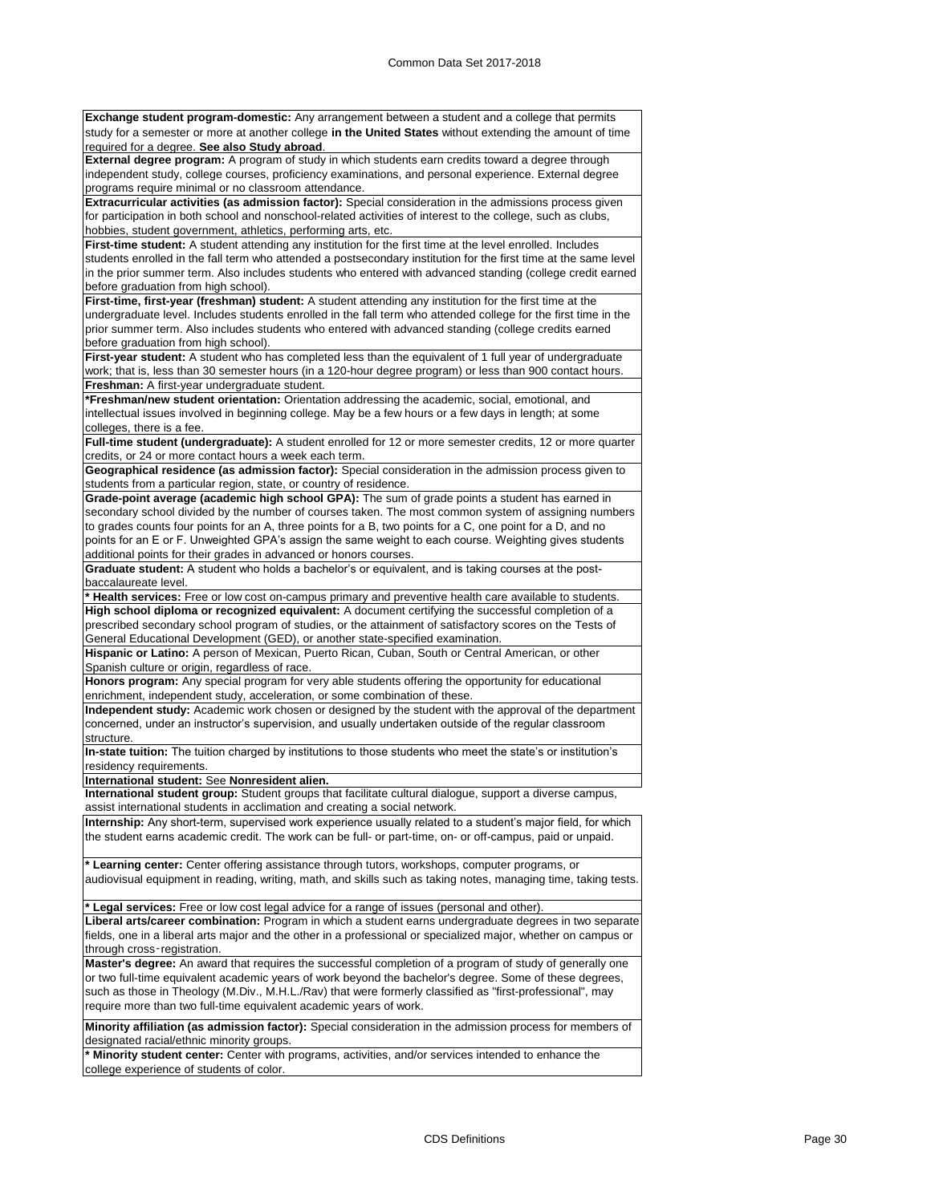**Exchange student program-domestic:** Any arrangement between a student and a college that permits study for a semester or more at another college **in the United States** without extending the amount of time required for a degree. **See also Study abroad**.

**External degree program:** A program of study in which students earn credits toward a degree through independent study, college courses, proficiency examinations, and personal experience. External degree programs require minimal or no classroom attendance.

**Extracurricular activities (as admission factor):** Special consideration in the admissions process given for participation in both school and nonschool-related activities of interest to the college, such as clubs, hobbies, student government, athletics, performing arts, etc.

**First-time student:** A student attending any institution for the first time at the level enrolled. Includes students enrolled in the fall term who attended a postsecondary institution for the first time at the same level in the prior summer term. Also includes students who entered with advanced standing (college credit earned before graduation from high school).

**First-time, first-year (freshman) student:** A student attending any institution for the first time at the undergraduate level. Includes students enrolled in the fall term who attended college for the first time in the prior summer term. Also includes students who entered with advanced standing (college credits earned before graduation from high school).

**First-year student:** A student who has completed less than the equivalent of 1 full year of undergraduate work; that is, less than 30 semester hours (in a 120-hour degree program) or less than 900 contact hours.

**Freshman:** A first-year undergraduate student.

***Freshman/new student orientation:** Orientation addressing the academic, social, emotional, and intellectual issues involved in beginning college. May be a few hours or a few days in length; at some colleges, there is a fee.

**Full-time student (undergraduate):** A student enrolled for 12 or more semester credits, 12 or more quarter credits, or 24 or more contact hours a week each term.

**Geographical residence (as admission factor):** Special consideration in the admission process given to students from a particular region, state, or country of residence.

**Grade-point average (academic high school GPA):** The sum of grade points a student has earned in secondary school divided by the number of courses taken. The most common system of assigning numbers to grades counts four points for an A, three points for a B, two points for a C, one point for a D, and no points for an E or F. Unweighted GPA's assign the same weight to each course. Weighting gives students additional points for their grades in advanced or honors courses.

**Graduate student:** A student who holds a bachelor's or equivalent, and is taking courses at the post-baccalaureate level.

*** Health services:** Free or low cost on-campus primary and preventive health care available to students.

**High school diploma or recognized equivalent:** A document certifying the successful completion of a prescribed secondary school program of studies, or the attainment of satisfactory scores on the Tests of General Educational Development (GED), or another state-specified examination.

**Hispanic or Latino:** A person of Mexican, Puerto Rican, Cuban, South or Central American, or other Spanish culture or origin, regardless of race.

**Honors program:** Any special program for very able students offering the opportunity for educational enrichment, independent study, acceleration, or some combination of these.

**Independent study:** Academic work chosen or designed by the student with the approval of the department concerned, under an instructor's supervision, and usually undertaken outside of the regular classroom structure.

**In-state tuition:** The tuition charged by institutions to those students who meet the state's or institution's residency requirements.

**International student:** See **Nonresident alien.**

**International student group:** Student groups that facilitate cultural dialogue, support a diverse campus, assist international students in acclimation and creating a social network.

**Internship:** Any short-term, supervised work experience usually related to a student's major field, for which the student earns academic credit. The work can be full- or part-time, on- or off-campus, paid or unpaid.

*** Learning center:** Center offering assistance through tutors, workshops, computer programs, or audiovisual equipment in reading, writing, math, and skills such as taking notes, managing time, taking tests.

*** Legal services:** Free or low cost legal advice for a range of issues (personal and other).

**Liberal arts/career combination:** Program in which a student earns undergraduate degrees in two separate fields, one in a liberal arts major and the other in a professional or specialized major, whether on campus or through cross‑registration.

**Master's degree:** An award that requires the successful completion of a program of study of generally one or two full-time equivalent academic years of work beyond the bachelor's degree. Some of these degrees, such as those in Theology (M.Div., M.H.L./Rav) that were formerly classified as "first-professional", may require more than two full-time equivalent academic years of work.

**Minority affiliation (as admission factor):** Special consideration in the admission process for members of designated racial/ethnic minority groups.

*** Minority student center:** Center with programs, activities, and/or services intended to enhance the college experience of students of color.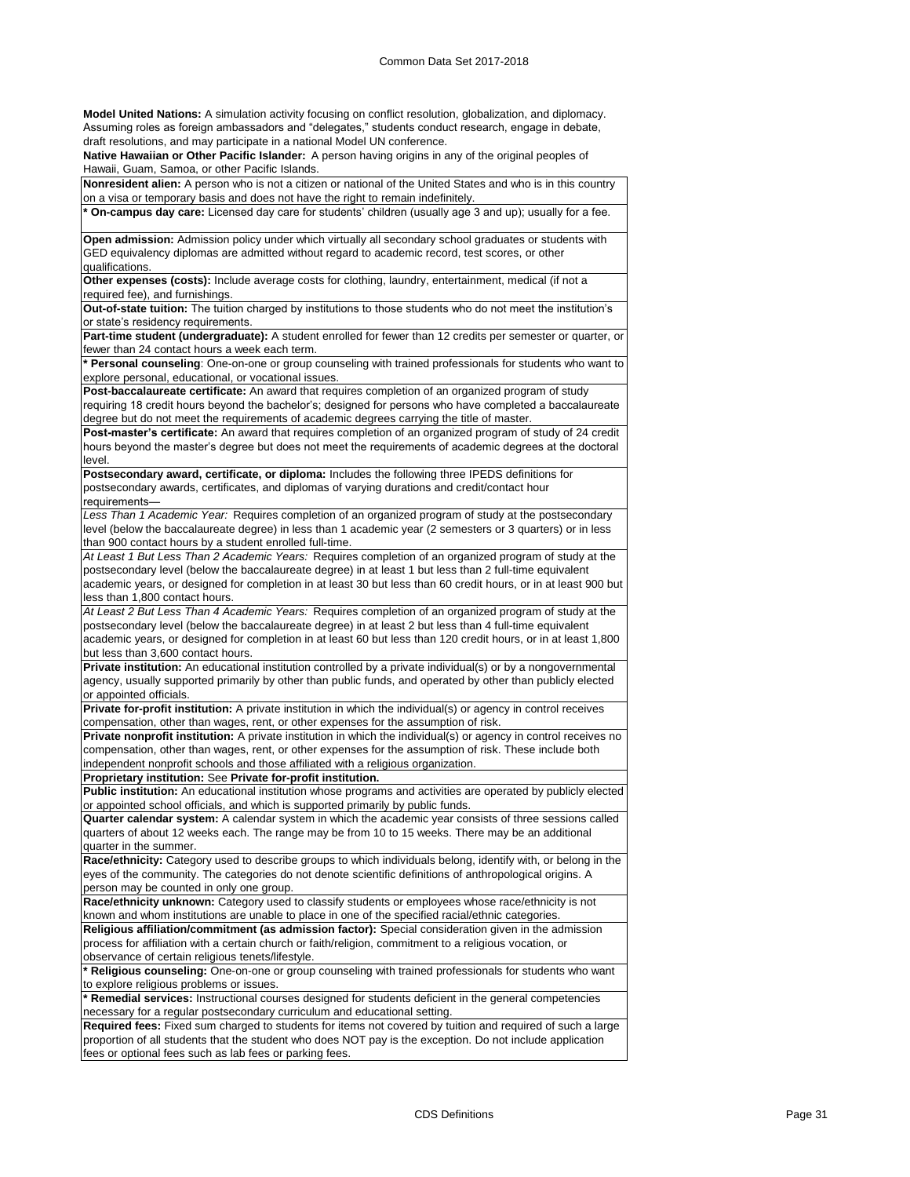**Model United Nations:** A simulation activity focusing on conflict resolution, globalization, and diplomacy. Assuming roles as foreign ambassadors and “delegates,” students conduct research, engage in debate, draft resolutions, and may participate in a national Model UN conference.

**Native Hawaiian or Other Pacific Islander:** A person having origins in any of the original peoples of Hawaii, Guam, Samoa, or other Pacific Islands.

**Nonresident alien:** A person who is not a citizen or national of the United States and who is in this country on a visa or temporary basis and does not have the right to remain indefinitely.

*** On-campus day care:** Licensed day care for students’ children (usually age 3 and up); usually for a fee.

**Open admission:** Admission policy under which virtually all secondary school graduates or students with GED equivalency diplomas are admitted without regard to academic record, test scores, or other qualifications.

**Other expenses (costs):** Include average costs for clothing, laundry, entertainment, medical (if not a required fee), and furnishings.

**Out-of-state tuition:** The tuition charged by institutions to those students who do not meet the institution’s or state’s residency requirements.

**Part-time student (undergraduate):** A student enrolled for fewer than 12 credits per semester or quarter, or fewer than 24 contact hours a week each term.

*** Personal counseling**: One-on-one or group counseling with trained professionals for students who want to explore personal, educational, or vocational issues.

**Post-baccalaureate certificate:** An award that requires completion of an organized program of study requiring 18 credit hours beyond the bachelor’s; designed for persons who have completed a baccalaureate degree but do not meet the requirements of academic degrees carrying the title of master.

**Post-master’s certificate:** An award that requires completion of an organized program of study of 24 credit hours beyond the master’s degree but does not meet the requirements of academic degrees at the doctoral level.

**Postsecondary award, certificate, or diploma:** Includes the following three IPEDS definitions for postsecondary awards, certificates, and diplomas of varying durations and credit/contact hour requirements—

*Less Than 1 Academic Year:* Requires completion of an organized program of study at the postsecondary level (below the baccalaureate degree) in less than 1 academic year (2 semesters or 3 quarters) or in less than 900 contact hours by a student enrolled full-time.

*At Least 1 But Less Than 2 Academic Years:* Requires completion of an organized program of study at the postsecondary level (below the baccalaureate degree) in at least 1 but less than 2 full-time equivalent academic years, or designed for completion in at least 30 but less than 60 credit hours, or in at least 900 but less than 1,800 contact hours.

*At Least 2 But Less Than 4 Academic Years:* Requires completion of an organized program of study at the postsecondary level (below the baccalaureate degree) in at least 2 but less than 4 full-time equivalent academic years, or designed for completion in at least 60 but less than 120 credit hours, or in at least 1,800 but less than 3,600 contact hours.

**Private institution:** An educational institution controlled by a private individual(s) or by a nongovernmental agency, usually supported primarily by other than public funds, and operated by other than publicly elected or appointed officials.

**Private for-profit institution:** A private institution in which the individual(s) or agency in control receives compensation, other than wages, rent, or other expenses for the assumption of risk.

**Private nonprofit institution:** A private institution in which the individual(s) or agency in control receives no compensation, other than wages, rent, or other expenses for the assumption of risk. These include both independent nonprofit schools and those affiliated with a religious organization.

**Proprietary institution:** See **Private for-profit institution.**

**Public institution:** An educational institution whose programs and activities are operated by publicly elected or appointed school officials, and which is supported primarily by public funds.

**Quarter calendar system:** A calendar system in which the academic year consists of three sessions called quarters of about 12 weeks each. The range may be from 10 to 15 weeks. There may be an additional quarter in the summer.

**Race/ethnicity:** Category used to describe groups to which individuals belong, identify with, or belong in the eyes of the community. The categories do not denote scientific definitions of anthropological origins. A person may be counted in only one group.

**Race/ethnicity unknown:** Category used to classify students or employees whose race/ethnicity is not known and whom institutions are unable to place in one of the specified racial/ethnic categories.

**Religious affiliation/commitment (as admission factor):** Special consideration given in the admission process for affiliation with a certain church or faith/religion, commitment to a religious vocation, or observance of certain religious tenets/lifestyle.

*** Religious counseling:** One-on-one or group counseling with trained professionals for students who want to explore religious problems or issues.

*** Remedial services:** Instructional courses designed for students deficient in the general competencies necessary for a regular postsecondary curriculum and educational setting.

**Required fees:** Fixed sum charged to students for items not covered by tuition and required of such a large proportion of all students that the student who does NOT pay is the exception. Do not include application fees or optional fees such as lab fees or parking fees.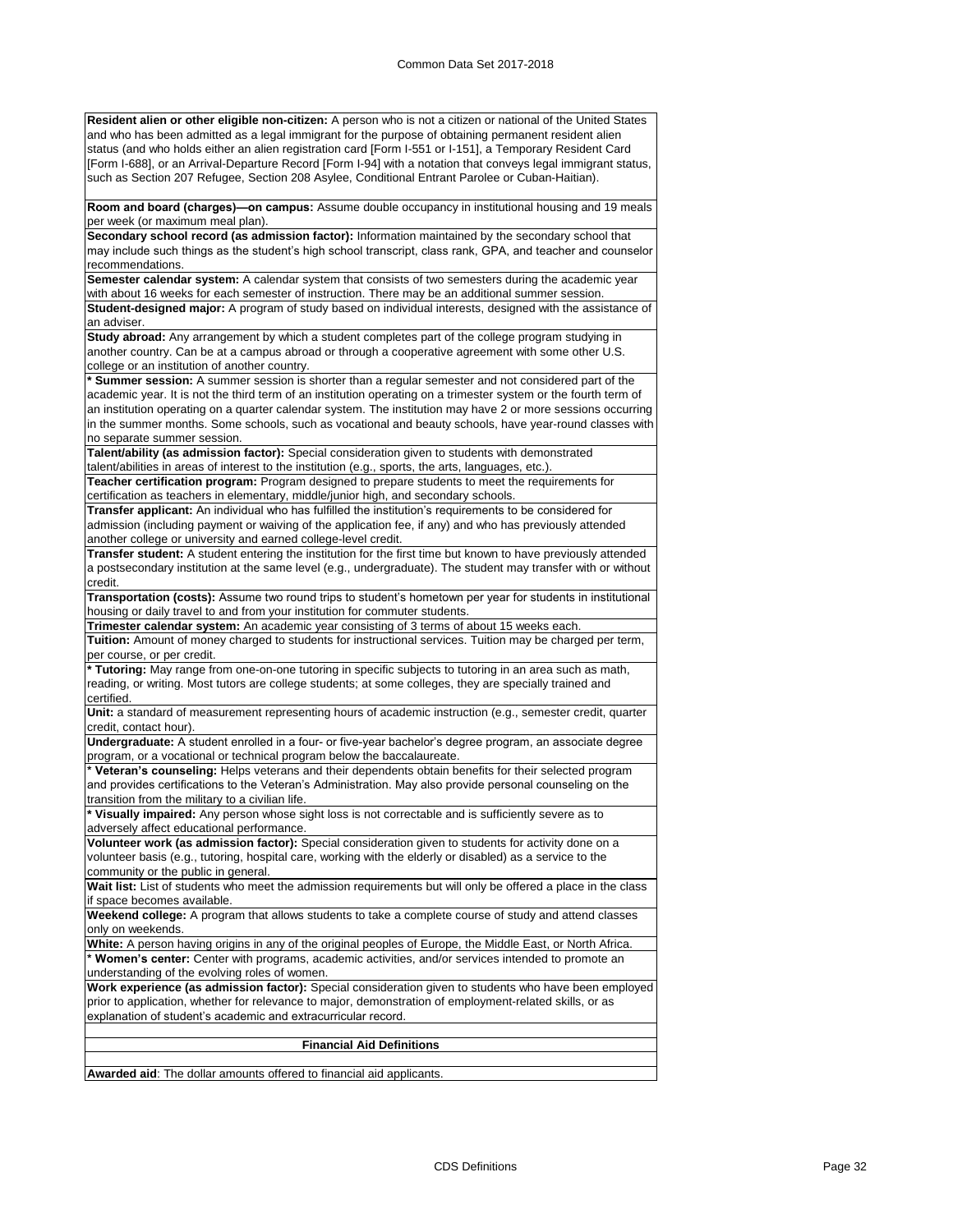**Resident alien or other eligible non-citizen:** A person who is not a citizen or national of the United States and who has been admitted as a legal immigrant for the purpose of obtaining permanent resident alien status (and who holds either an alien registration card [Form I-551 or I-151], a Temporary Resident Card [Form I-688], or an Arrival-Departure Record [Form I-94] with a notation that conveys legal immigrant status, such as Section 207 Refugee, Section 208 Asylee, Conditional Entrant Parolee or Cuban-Haitian).

**Room and board (charges)—on campus:** Assume double occupancy in institutional housing and 19 meals per week (or maximum meal plan).

**Secondary school record (as admission factor):** Information maintained by the secondary school that may include such things as the student's high school transcript, class rank, GPA, and teacher and counselor recommendations.

**Semester calendar system:** A calendar system that consists of two semesters during the academic year with about 16 weeks for each semester of instruction. There may be an additional summer session.

**Student-designed major:** A program of study based on individual interests, designed with the assistance of an adviser.

**Study abroad:** Any arrangement by which a student completes part of the college program studying in another country. Can be at a campus abroad or through a cooperative agreement with some other U.S. college or an institution of another country.

**\* Summer session:** A summer session is shorter than a regular semester and not considered part of the academic year. It is not the third term of an institution operating on a trimester system or the fourth term of an institution operating on a quarter calendar system. The institution may have 2 or more sessions occurring in the summer months. Some schools, such as vocational and beauty schools, have year-round classes with no separate summer session.

**Talent/ability (as admission factor):** Special consideration given to students with demonstrated talent/abilities in areas of interest to the institution (e.g., sports, the arts, languages, etc.).

**Teacher certification program:** Program designed to prepare students to meet the requirements for certification as teachers in elementary, middle/junior high, and secondary schools.

**Transfer applicant:** An individual who has fulfilled the institution's requirements to be considered for admission (including payment or waiving of the application fee, if any) and who has previously attended another college or university and earned college-level credit.

**Transfer student:** A student entering the institution for the first time but known to have previously attended a postsecondary institution at the same level (e.g., undergraduate). The student may transfer with or without credit.

**Transportation (costs):** Assume two round trips to student's hometown per year for students in institutional housing or daily travel to and from your institution for commuter students.

**Trimester calendar system:** An academic year consisting of 3 terms of about 15 weeks each.

**Tuition:** Amount of money charged to students for instructional services. Tuition may be charged per term, per course, or per credit.

**\* Tutoring:** May range from one-on-one tutoring in specific subjects to tutoring in an area such as math, reading, or writing. Most tutors are college students; at some colleges, they are specially trained and certified.

**Unit:** a standard of measurement representing hours of academic instruction (e.g., semester credit, quarter credit, contact hour).

**Undergraduate:** A student enrolled in a four- or five-year bachelor's degree program, an associate degree program, or a vocational or technical program below the baccalaureate.

**\* Veteran's counseling:** Helps veterans and their dependents obtain benefits for their selected program and provides certifications to the Veteran's Administration. May also provide personal counseling on the transition from the military to a civilian life.

**\* Visually impaired:** Any person whose sight loss is not correctable and is sufficiently severe as to adversely affect educational performance.

**Volunteer work (as admission factor):** Special consideration given to students for activity done on a volunteer basis (e.g., tutoring, hospital care, working with the elderly or disabled) as a service to the community or the public in general.

**Wait list:** List of students who meet the admission requirements but will only be offered a place in the class if space becomes available.

**Weekend college:** A program that allows students to take a complete course of study and attend classes only on weekends.

**White:** A person having origins in any of the original peoples of Europe, the Middle East, or North Africa.

**\* Women's center:** Center with programs, academic activities, and/or services intended to promote an understanding of the evolving roles of women.

**Work experience (as admission factor):** Special consideration given to students who have been employed prior to application, whether for relevance to major, demonstration of employment-related skills, or as explanation of student's academic and extracurricular record.

## Financial Aid Definitions

**Awarded aid**: The dollar amounts offered to financial aid applicants.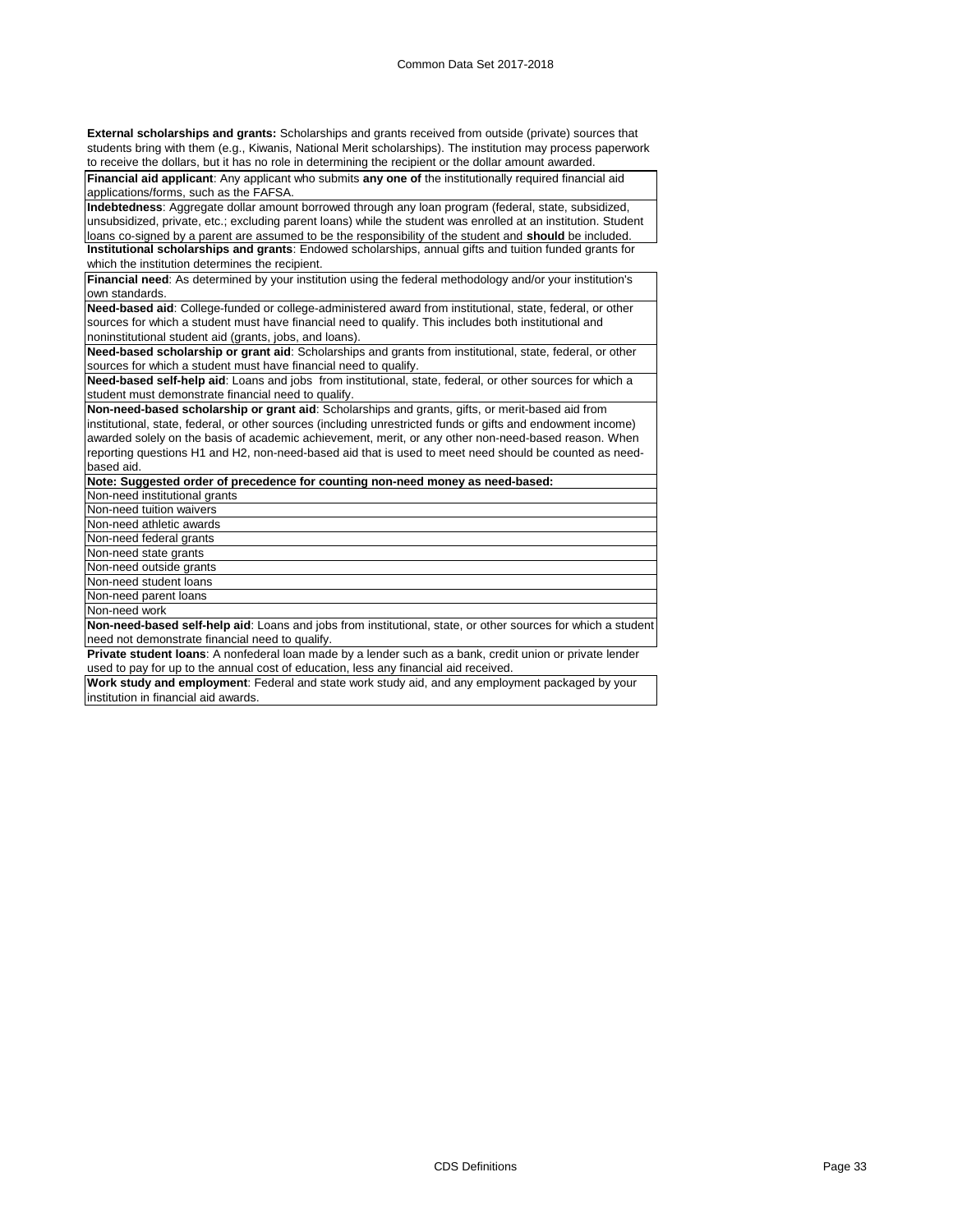**External scholarships and grants:** Scholarships and grants received from outside (private) sources that students bring with them (e.g., Kiwanis, National Merit scholarships). The institution may process paperwork to receive the dollars, but it has no role in determining the recipient or the dollar amount awarded.

**Financial aid applicant**: Any applicant who submits **any one of** the institutionally required financial aid applications/forms, such as the FAFSA.

**Indebtedness**: Aggregate dollar amount borrowed through any loan program (federal, state, subsidized, unsubsidized, private, etc.; excluding parent loans) while the student was enrolled at an institution. Student loans co-signed by a parent are assumed to be the responsibility of the student and **should** be included.

**Institutional scholarships and grants**: Endowed scholarships, annual gifts and tuition funded grants for which the institution determines the recipient.

**Financial need**: As determined by your institution using the federal methodology and/or your institution's own standards.

**Need-based aid**: College-funded or college-administered award from institutional, state, federal, or other sources for which a student must have financial need to qualify. This includes both institutional and noninstitutional student aid (grants, jobs, and loans).

**Need-based scholarship or grant aid**: Scholarships and grants from institutional, state, federal, or other sources for which a student must have financial need to qualify.

**Need-based self-help aid**: Loans and jobs from institutional, state, federal, or other sources for which a student must demonstrate financial need to qualify.

**Non-need-based scholarship or grant aid**: Scholarships and grants, gifts, or merit-based aid from institutional, state, federal, or other sources (including unrestricted funds or gifts and endowment income) awarded solely on the basis of academic achievement, merit, or any other non-need-based reason. When reporting questions H1 and H2, non-need-based aid that is used to meet need should be counted as need-based aid.

**Note: Suggested order of precedence for counting non-need money as need-based:**

- Non-need institutional grants
- Non-need tuition waivers
- Non-need athletic awards
- Non-need federal grants
- Non-need state grants
- Non-need outside grants
- Non-need student loans
- Non-need parent loans
- Non-need work

**Non-need-based self-help aid**: Loans and jobs from institutional, state, or other sources for which a student need not demonstrate financial need to qualify.

**Private student loans**: A nonfederal loan made by a lender such as a bank, credit union or private lender used to pay for up to the annual cost of education, less any financial aid received.

**Work study and employment**: Federal and state work study aid, and any employment packaged by your institution in financial aid awards.